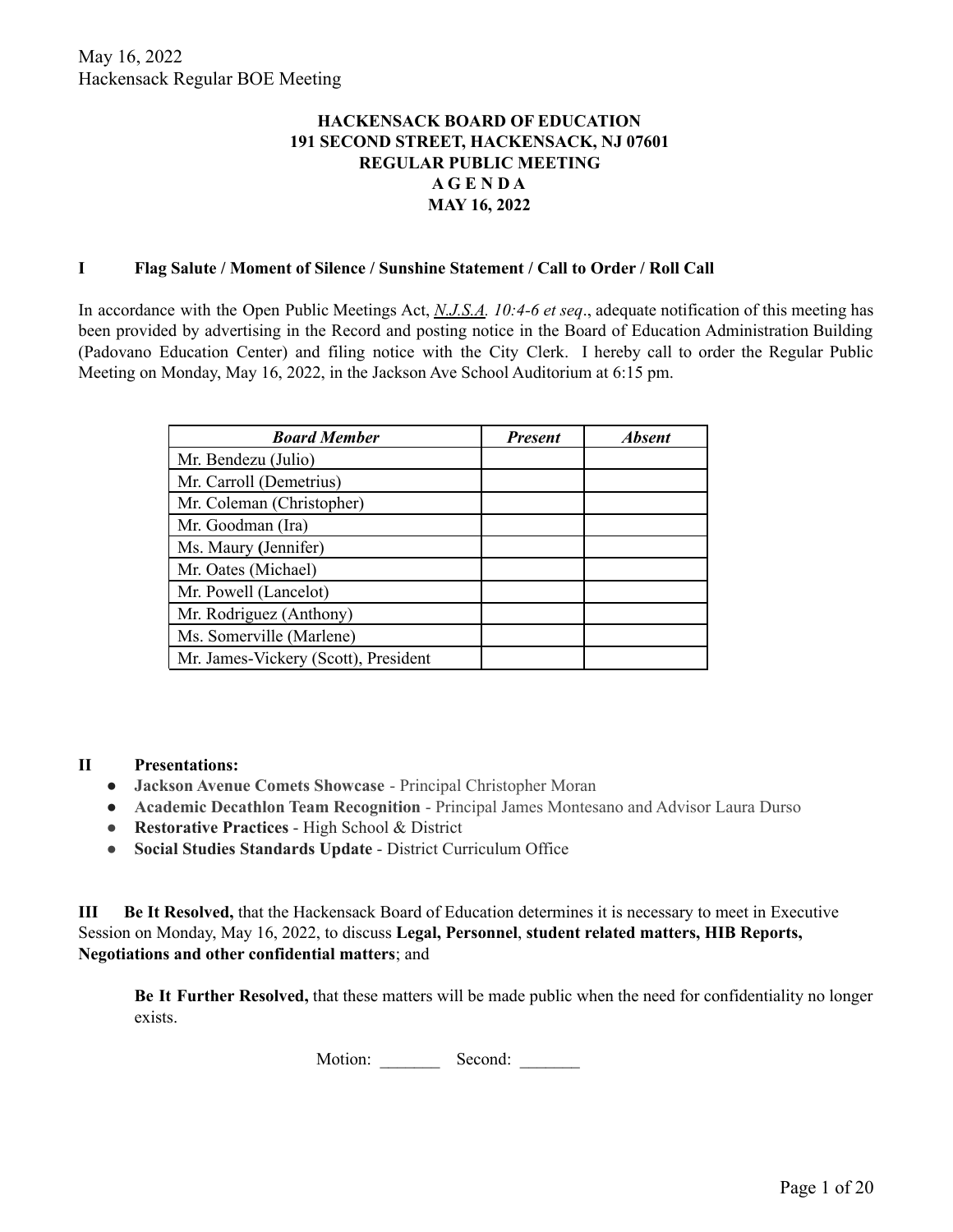**HACKENSACK BOARD OF EDUCATION**
**191 SECOND STREET, HACKENSACK, NJ 07601**
**REGULAR PUBLIC MEETING**
**A G E N D A**
**MAY 16, 2022**

## I Flag Salute / Moment of Silence / Sunshine Statement / Call to Order / Roll Call

In accordance with the Open Public Meetings Act, *N.J.S.A. 10:4-6 et seq*., adequate notification of this meeting has been provided by advertising in the Record and posting notice in the Board of Education Administration Building (Padovano Education Center) and filing notice with the City Clerk. I hereby call to order the Regular Public Meeting on Monday, May 16, 2022, in the Jackson Ave School Auditorium at 6:15 pm.

| *Board Member* | *Present* | *Absent* |
|---|---|---|
| Mr. Bendezu (Julio) | | |
| Mr. Carroll (Demetrius) | | |
| Mr. Coleman (Christopher) | | |
| Mr. Goodman (Ira) | | |
| Ms. Maury (Jennifer) | | |
| Mr. Oates (Michael) | | |
| Mr. Powell (Lancelot) | | |
| Mr. Rodriguez (Anthony) | | |
| Ms. Somerville (Marlene) | | |
| Mr. James-Vickery (Scott), President | | |

## II Presentations:

- **Jackson Avenue Comets Showcase** - Principal Christopher Moran
- **Academic Decathlon Team Recognition** - Principal James Montesano and Advisor Laura Durso
- **Restorative Practices** - High School & District
- **Social Studies Standards Update** - District Curriculum Office

**III Be It Resolved,** that the Hackensack Board of Education determines it is necessary to meet in Executive Session on Monday, May 16, 2022, to discuss **Legal, Personnel**, **student related matters, HIB Reports, Negotiations and other confidential matters**; and

**Be It Further Resolved,** that these matters will be made public when the need for confidentiality no longer exists.

Motion: _______ Second: _______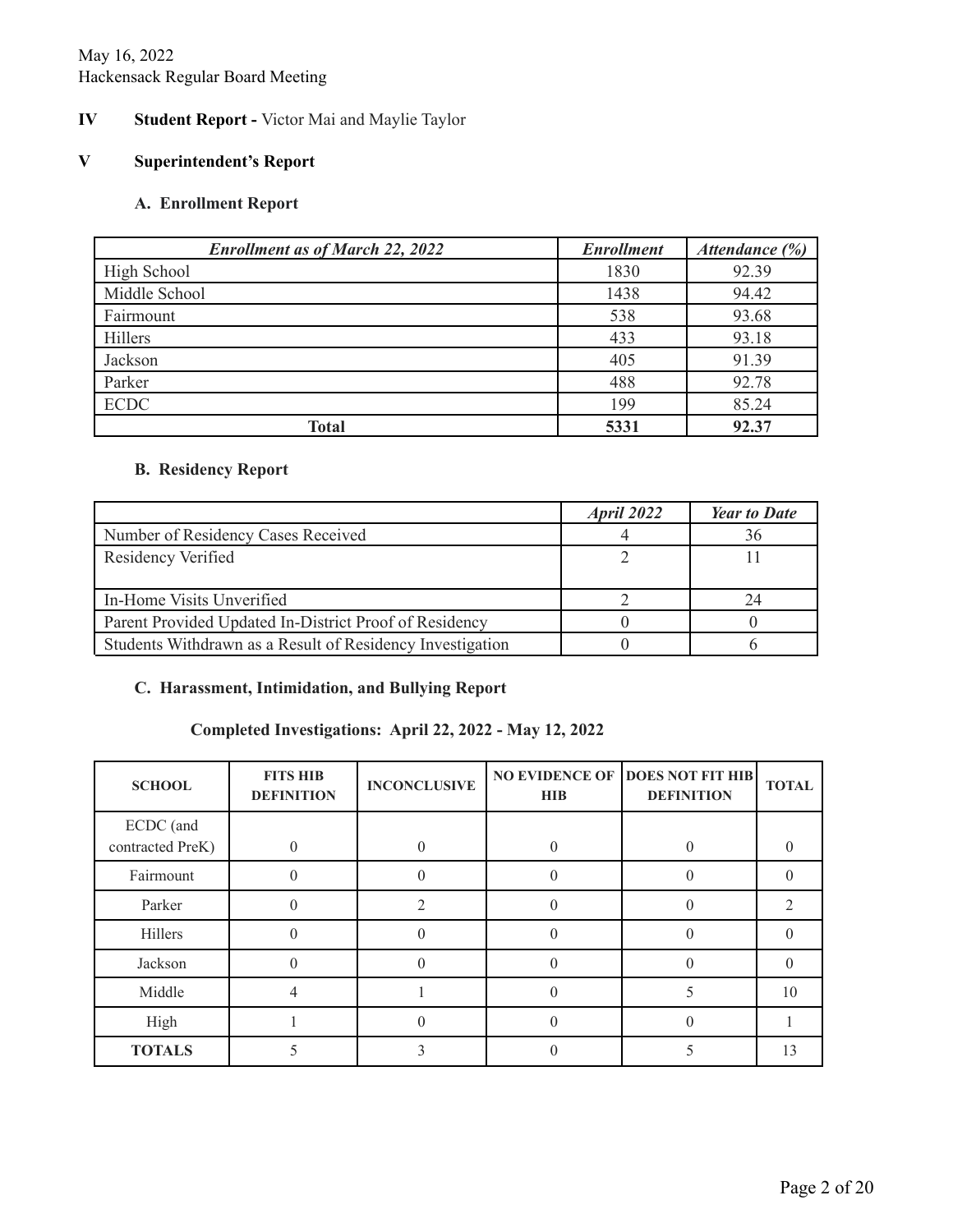May 16, 2022
Hackensack Regular Board Meeting

**IV Student Report -** Victor Mai and Maylie Taylor

## V Superintendent's Report

### A. Enrollment Report

| ***Enrollment as of March 22, 2022*** | ***Enrollment*** | ***Attendance (%)*** |
|---|---|---|
| High School | 1830 | 92.39 |
| Middle School | 1438 | 94.42 |
| Fairmount | 538 | 93.68 |
| Hillers | 433 | 93.18 |
| Jackson | 405 | 91.39 |
| Parker | 488 | 92.78 |
| ECDC | 199 | 85.24 |
| **Total** | **5331** | **92.37** |

### B. Residency Report

| | ***April 2022*** | ***Year to Date*** |
|---|---|---|
| Number of Residency Cases Received | 4 | 36 |
| Residency Verified | 2 | 11 |
| In-Home Visits Unverified | 2 | 24 |
| Parent Provided Updated In-District Proof of Residency | 0 | 0 |
| Students Withdrawn as a Result of Residency Investigation | 0 | 6 |

### C. Harassment, Intimidation, and Bullying Report

**Completed Investigations: April 22, 2022 - May 12, 2022**

| SCHOOL | FITS HIB DEFINITION | INCONCLUSIVE | NO EVIDENCE OF HIB | DOES NOT FIT HIB DEFINITION | TOTAL |
|---|---|---|---|---|---|
| ECDC (and contracted PreK) | 0 | 0 | 0 | 0 | 0 |
| Fairmount | 0 | 0 | 0 | 0 | 0 |
| Parker | 0 | 2 | 0 | 0 | 2 |
| Hillers | 0 | 0 | 0 | 0 | 0 |
| Jackson | 0 | 0 | 0 | 0 | 0 |
| Middle | 4 | 1 | 0 | 5 | 10 |
| High | 1 | 0 | 0 | 0 | 1 |
| **TOTALS** | 5 | 3 | 0 | 5 | 13 |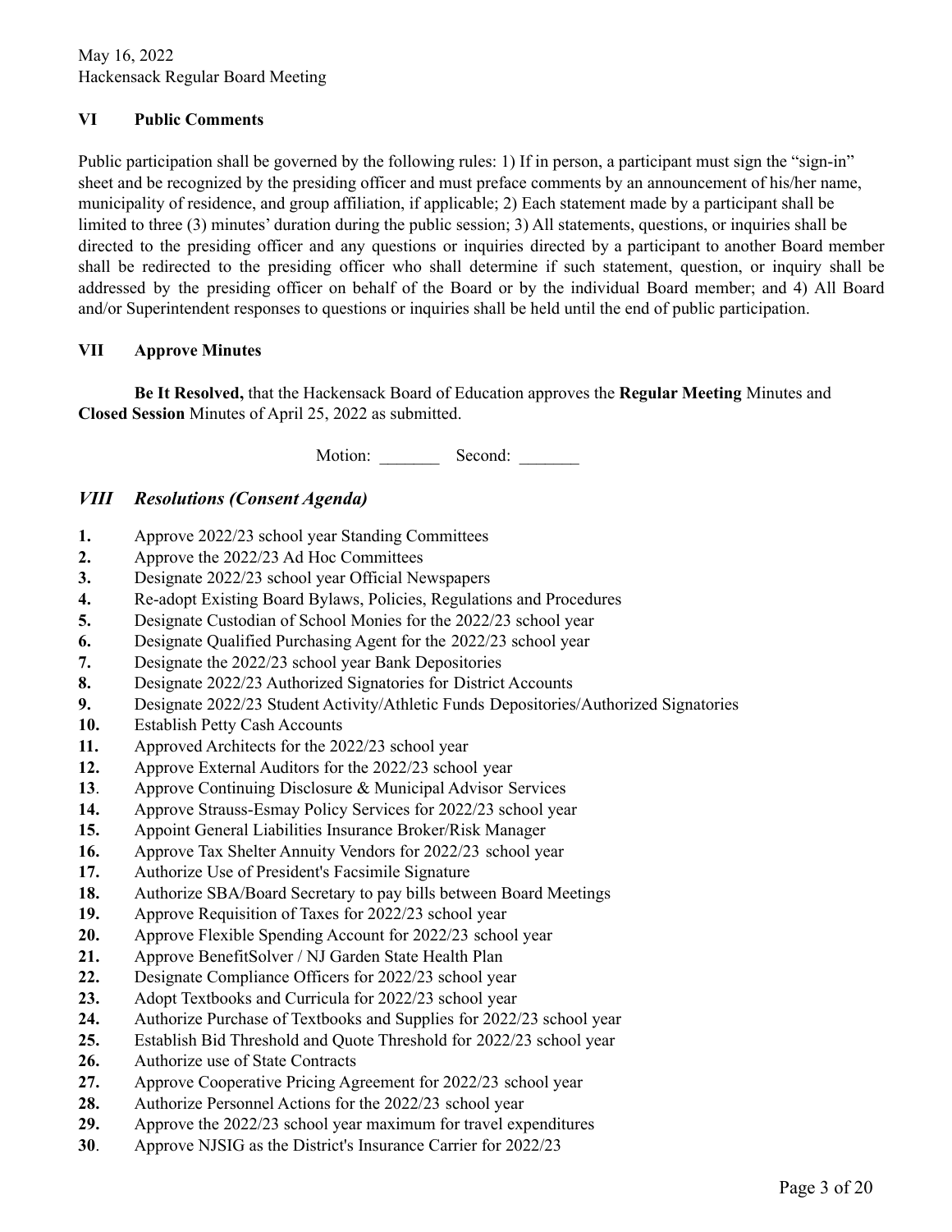## VI Public Comments

Public participation shall be governed by the following rules: 1) If in person, a participant must sign the "sign-in" sheet and be recognized by the presiding officer and must preface comments by an announcement of his/her name, municipality of residence, and group affiliation, if applicable; 2) Each statement made by a participant shall be limited to three (3) minutes' duration during the public session; 3) All statements, questions, or inquiries shall be directed to the presiding officer and any questions or inquiries directed by a participant to another Board member shall be redirected to the presiding officer who shall determine if such statement, question, or inquiry shall be addressed by the presiding officer on behalf of the Board or by the individual Board member; and 4) All Board and/or Superintendent responses to questions or inquiries shall be held until the end of public participation.

## VII Approve Minutes

**Be It Resolved,** that the Hackensack Board of Education approves the **Regular Meeting** Minutes and **Closed Session** Minutes of April 25, 2022 as submitted.

Motion: _______ Second: _______

## *VIII Resolutions (Consent Agenda)*

**1.** Approve 2022/23 school year Standing Committees
**2.** Approve the 2022/23 Ad Hoc Committees
**3.** Designate 2022/23 school year Official Newspapers
**4.** Re-adopt Existing Board Bylaws, Policies, Regulations and Procedures
**5.** Designate Custodian of School Monies for the 2022/23 school year
**6.** Designate Qualified Purchasing Agent for the 2022/23 school year
**7.** Designate the 2022/23 school year Bank Depositories
**8.** Designate 2022/23 Authorized Signatories for District Accounts
**9.** Designate 2022/23 Student Activity/Athletic Funds Depositories/Authorized Signatories
**10.** Establish Petty Cash Accounts
**11.** Approved Architects for the 2022/23 school year
**12.** Approve External Auditors for the 2022/23 school year
**13**. Approve Continuing Disclosure & Municipal Advisor Services
**14.** Approve Strauss-Esmay Policy Services for 2022/23 school year
**15.** Appoint General Liabilities Insurance Broker/Risk Manager
**16.** Approve Tax Shelter Annuity Vendors for 2022/23 school year
**17.** Authorize Use of President's Facsimile Signature
**18.** Authorize SBA/Board Secretary to pay bills between Board Meetings
**19.** Approve Requisition of Taxes for 2022/23 school year
**20.** Approve Flexible Spending Account for 2022/23 school year
**21.** Approve BenefitSolver / NJ Garden State Health Plan
**22.** Designate Compliance Officers for 2022/23 school year
**23.** Adopt Textbooks and Curricula for 2022/23 school year
**24.** Authorize Purchase of Textbooks and Supplies for 2022/23 school year
**25.** Establish Bid Threshold and Quote Threshold for 2022/23 school year
**26.** Authorize use of State Contracts
**27.** Approve Cooperative Pricing Agreement for 2022/23 school year
**28.** Authorize Personnel Actions for the 2022/23 school year
**29.** Approve the 2022/23 school year maximum for travel expenditures
**30**. Approve NJSIG as the District's Insurance Carrier for 2022/23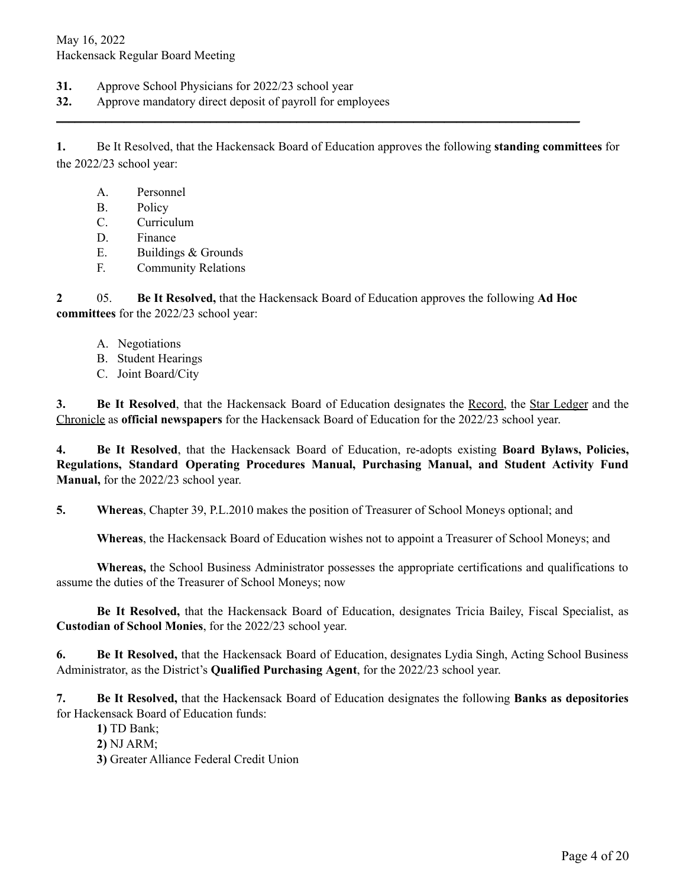**31.** Approve School Physicians for 2022/23 school year

**32.** Approve mandatory direct deposit of payroll for employees

---

**1.** Be It Resolved, that the Hackensack Board of Education approves the following **standing committees** for the 2022/23 school year:

A. Personnel
B. Policy
C. Curriculum
D. Finance
E. Buildings & Grounds
F. Community Relations

**2** 05. **Be It Resolved,** that the Hackensack Board of Education approves the following **Ad Hoc committees** for the 2022/23 school year:

A. Negotiations
B. Student Hearings
C. Joint Board/City

**3. Be It Resolved**, that the Hackensack Board of Education designates the Record, the Star Ledger and the Chronicle as **official newspapers** for the Hackensack Board of Education for the 2022/23 school year.

**4. Be It Resolved**, that the Hackensack Board of Education, re-adopts existing **Board Bylaws, Policies, Regulations, Standard Operating Procedures Manual, Purchasing Manual, and Student Activity Fund Manual,** for the 2022/23 school year.

**5. Whereas**, Chapter 39, P.L.2010 makes the position of Treasurer of School Moneys optional; and

**Whereas**, the Hackensack Board of Education wishes not to appoint a Treasurer of School Moneys; and

**Whereas,** the School Business Administrator possesses the appropriate certifications and qualifications to assume the duties of the Treasurer of School Moneys; now

**Be It Resolved,** that the Hackensack Board of Education, designates Tricia Bailey, Fiscal Specialist, as **Custodian of School Monies**, for the 2022/23 school year.

**6. Be It Resolved,** that the Hackensack Board of Education, designates Lydia Singh, Acting School Business Administrator, as the District's **Qualified Purchasing Agent**, for the 2022/23 school year.

**7. Be It Resolved,** that the Hackensack Board of Education designates the following **Banks as depositories** for Hackensack Board of Education funds:

**1)** TD Bank;
**2)** NJ ARM;
**3)** Greater Alliance Federal Credit Union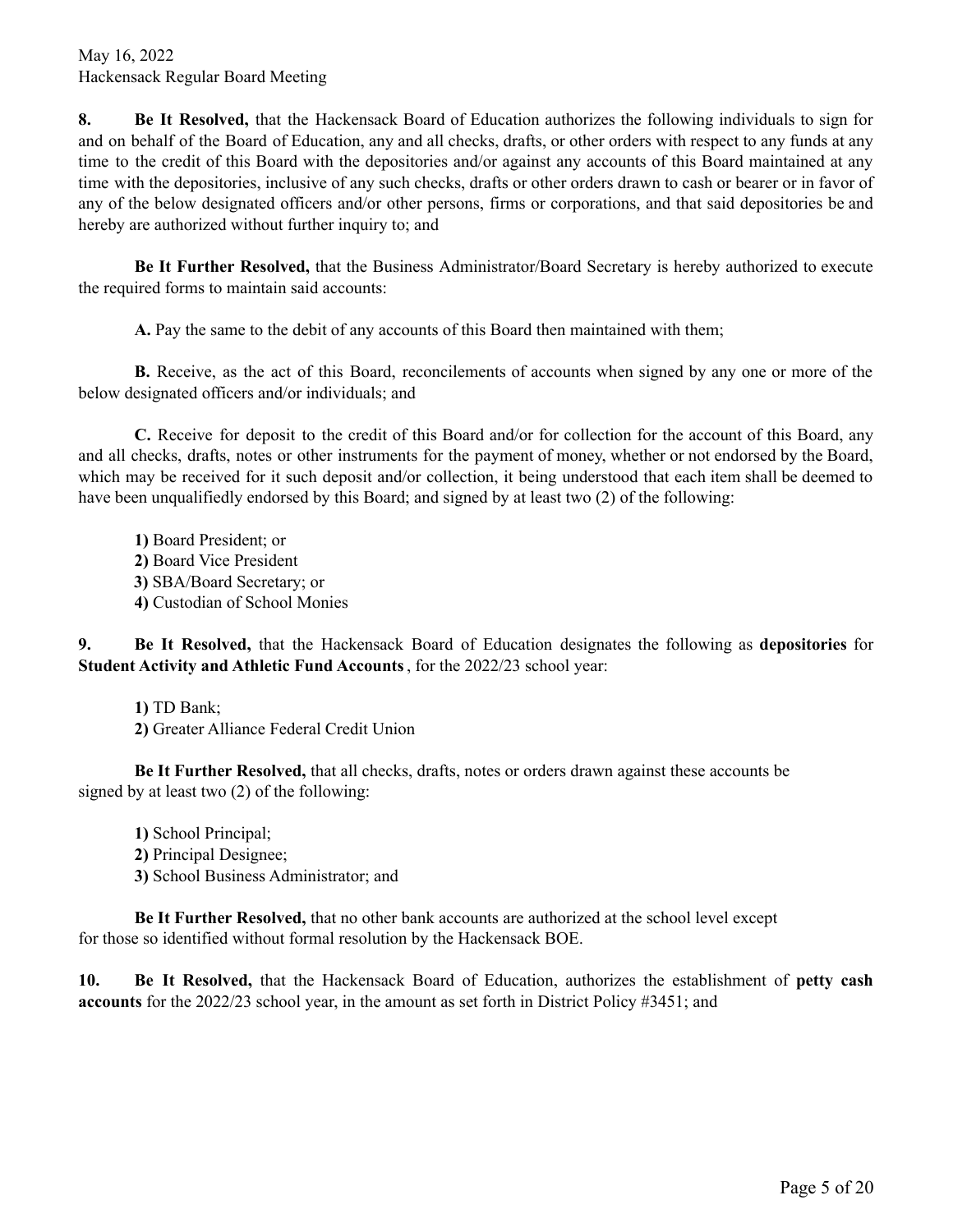**8.** **Be It Resolved,** that the Hackensack Board of Education authorizes the following individuals to sign for and on behalf of the Board of Education, any and all checks, drafts, or other orders with respect to any funds at any time to the credit of this Board with the depositories and/or against any accounts of this Board maintained at any time with the depositories, inclusive of any such checks, drafts or other orders drawn to cash or bearer or in favor of any of the below designated officers and/or other persons, firms or corporations, and that said depositories be and hereby are authorized without further inquiry to; and

**Be It Further Resolved,** that the Business Administrator/Board Secretary is hereby authorized to execute the required forms to maintain said accounts:

**A.** Pay the same to the debit of any accounts of this Board then maintained with them;

**B.** Receive, as the act of this Board, reconcilements of accounts when signed by any one or more of the below designated officers and/or individuals; and

**C.** Receive for deposit to the credit of this Board and/or for collection for the account of this Board, any and all checks, drafts, notes or other instruments for the payment of money, whether or not endorsed by the Board, which may be received for it such deposit and/or collection, it being understood that each item shall be deemed to have been unqualifiedly endorsed by this Board; and signed by at least two (2) of the following:

**1)** Board President; or
**2)** Board Vice President
**3)** SBA/Board Secretary; or
**4)** Custodian of School Monies

**9.** **Be It Resolved,** that the Hackensack Board of Education designates the following as **depositories** for **Student Activity and Athletic Fund Accounts**, for the 2022/23 school year:

**1)** TD Bank;
**2)** Greater Alliance Federal Credit Union

**Be It Further Resolved,** that all checks, drafts, notes or orders drawn against these accounts be signed by at least two (2) of the following:

**1)** School Principal;
**2)** Principal Designee;
**3)** School Business Administrator; and

**Be It Further Resolved,** that no other bank accounts are authorized at the school level except for those so identified without formal resolution by the Hackensack BOE.

**10.** **Be It Resolved,** that the Hackensack Board of Education, authorizes the establishment of **petty cash accounts** for the 2022/23 school year, in the amount as set forth in District Policy #3451; and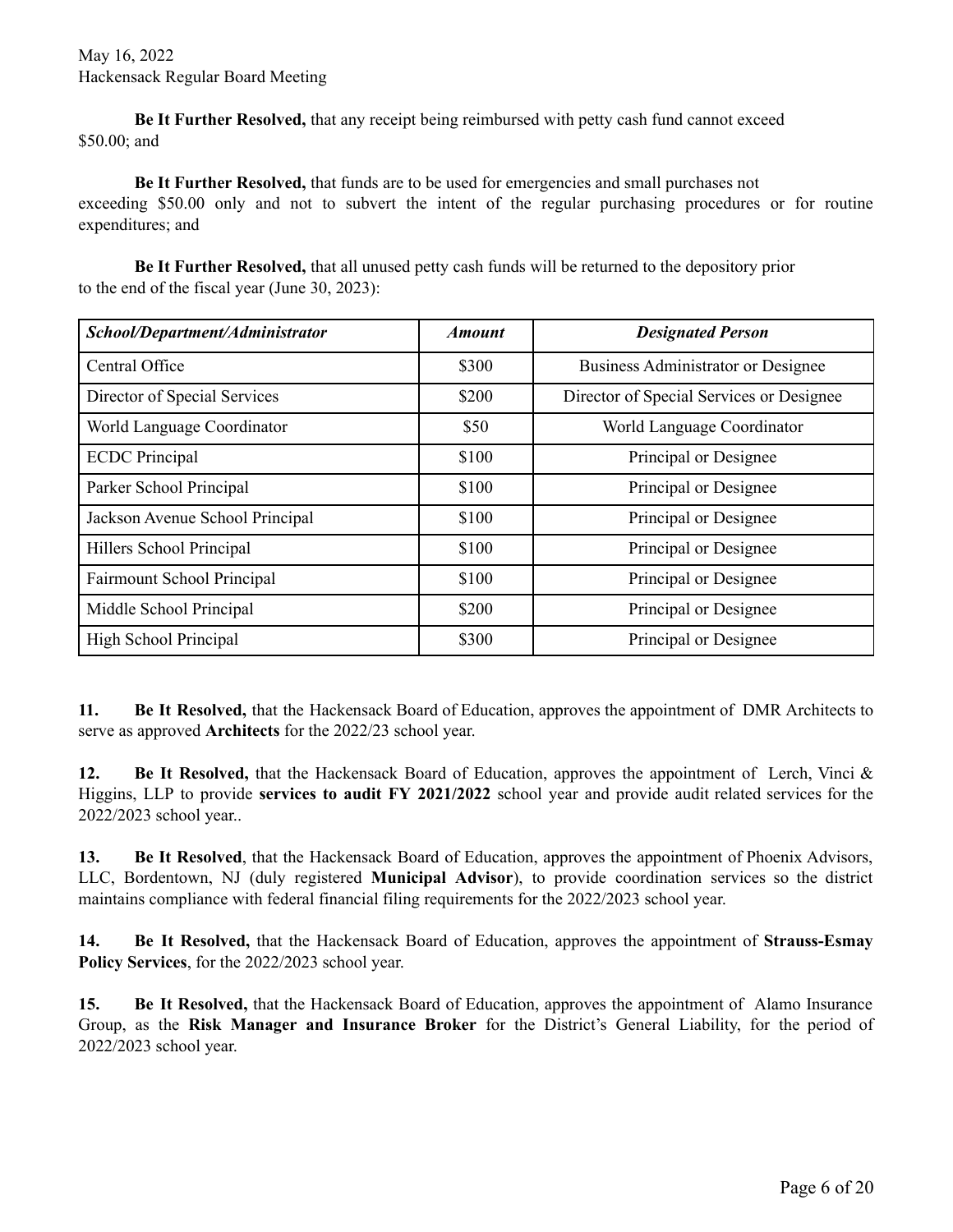**Be It Further Resolved,** that any receipt being reimbursed with petty cash fund cannot exceed $50.00; and

**Be It Further Resolved,** that funds are to be used for emergencies and small purchases not exceeding $50.00 only and not to subvert the intent of the regular purchasing procedures or for routine expenditures; and

**Be It Further Resolved,** that all unused petty cash funds will be returned to the depository prior to the end of the fiscal year (June 30, 2023):

| ***School/Department/Administrator*** | ***Amount*** | ***Designated Person*** |
|---|---|---|
| Central Office | $300 | Business Administrator or Designee |
| Director of Special Services | $200 | Director of Special Services or Designee |
| World Language Coordinator | $50 | World Language Coordinator |
| ECDC Principal | $100 | Principal or Designee |
| Parker School Principal | $100 | Principal or Designee |
| Jackson Avenue School Principal | $100 | Principal or Designee |
| Hillers School Principal | $100 | Principal or Designee |
| Fairmount School Principal | $100 | Principal or Designee |
| Middle School Principal | $200 | Principal or Designee |
| High School Principal | $300 | Principal or Designee |

**11. Be It Resolved,** that the Hackensack Board of Education, approves the appointment of DMR Architects to serve as approved **Architects** for the 2022/23 school year.

**12. Be It Resolved,** that the Hackensack Board of Education, approves the appointment of Lerch, Vinci & Higgins, LLP to provide **services to audit FY 2021/2022** school year and provide audit related services for the 2022/2023 school year..

**13. Be It Resolved**, that the Hackensack Board of Education, approves the appointment of Phoenix Advisors, LLC, Bordentown, NJ (duly registered **Municipal Advisor**), to provide coordination services so the district maintains compliance with federal financial filing requirements for the 2022/2023 school year.

**14. Be It Resolved,** that the Hackensack Board of Education, approves the appointment of **Strauss-Esmay Policy Services**, for the 2022/2023 school year.

**15. Be It Resolved,** that the Hackensack Board of Education, approves the appointment of Alamo Insurance Group, as the **Risk Manager and Insurance Broker** for the District's General Liability, for the period of 2022/2023 school year.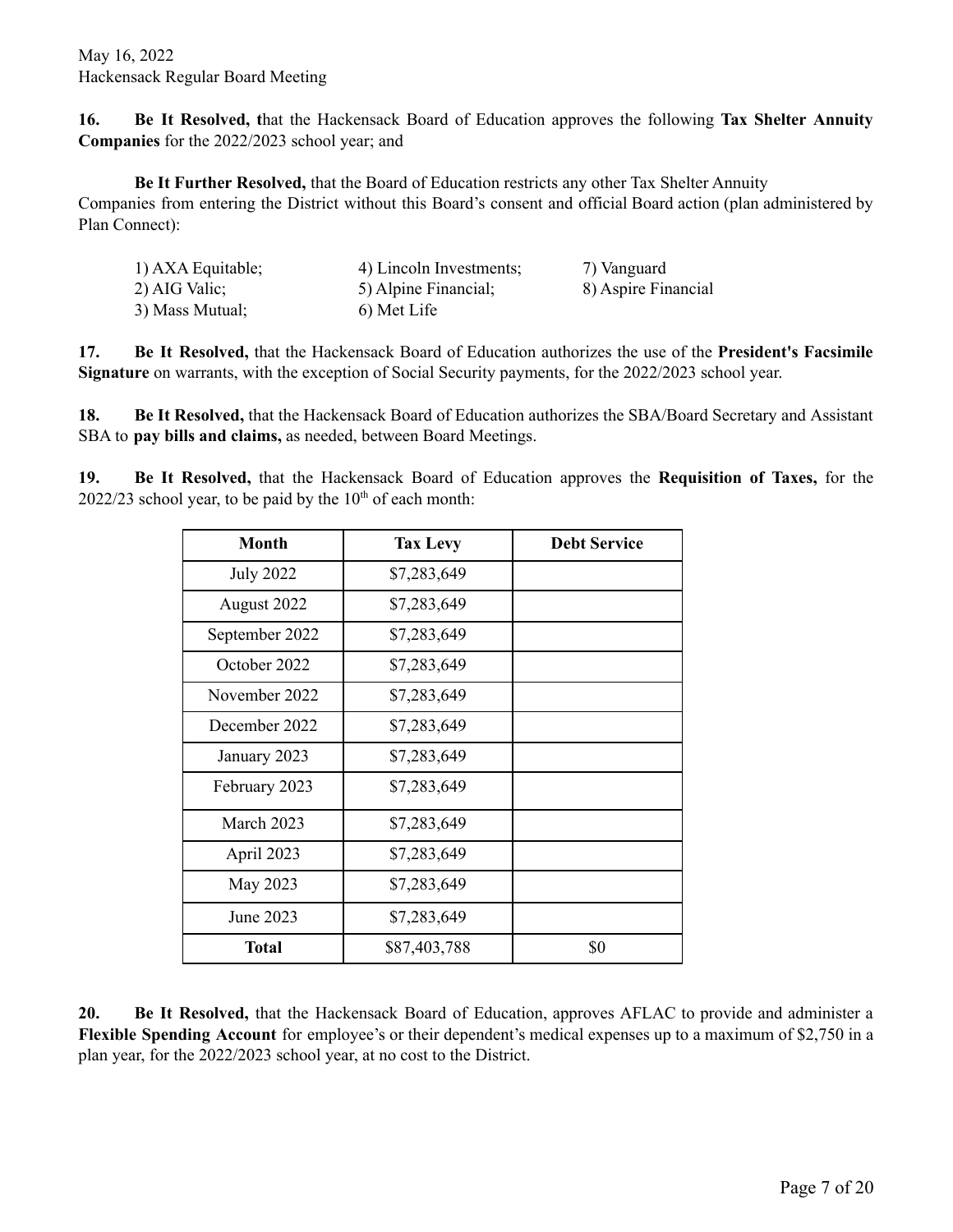**16. Be It Resolved, t**hat the Hackensack Board of Education approves the following **Tax Shelter Annuity Companies** for the 2022/2023 school year; and

**Be It Further Resolved,** that the Board of Education restricts any other Tax Shelter Annuity Companies from entering the District without this Board's consent and official Board action (plan administered by Plan Connect):

1) AXA Equitable;
2) AIG Valic;
3) Mass Mutual;
4) Lincoln Investments;
5) Alpine Financial;
6) Met Life
7) Vanguard
8) Aspire Financial

**17. Be It Resolved,** that the Hackensack Board of Education authorizes the use of the **President's Facsimile Signature** on warrants, with the exception of Social Security payments, for the 2022/2023 school year.

**18. Be It Resolved,** that the Hackensack Board of Education authorizes the SBA/Board Secretary and Assistant SBA to **pay bills and claims,** as needed, between Board Meetings.

**19. Be It Resolved,** that the Hackensack Board of Education approves the **Requisition of Taxes,** for the 2022/23 school year, to be paid by the 10th of each month:

| Month | Tax Levy | Debt Service |
|---|---|---|
| July 2022 | $7,283,649 | |
| August 2022 | $7,283,649 | |
| September 2022 | $7,283,649 | |
| October 2022 | $7,283,649 | |
| November 2022 | $7,283,649 | |
| December 2022 | $7,283,649 | |
| January 2023 | $7,283,649 | |
| February 2023 | $7,283,649 | |
| March 2023 | $7,283,649 | |
| April 2023 | $7,283,649 | |
| May 2023 | $7,283,649 | |
| June 2023 | $7,283,649 | |
| **Total** | $87,403,788 | $0 |

**20. Be It Resolved,** that the Hackensack Board of Education, approves AFLAC to provide and administer a **Flexible Spending Account** for employee's or their dependent's medical expenses up to a maximum of $2,750 in a plan year, for the 2022/2023 school year, at no cost to the District.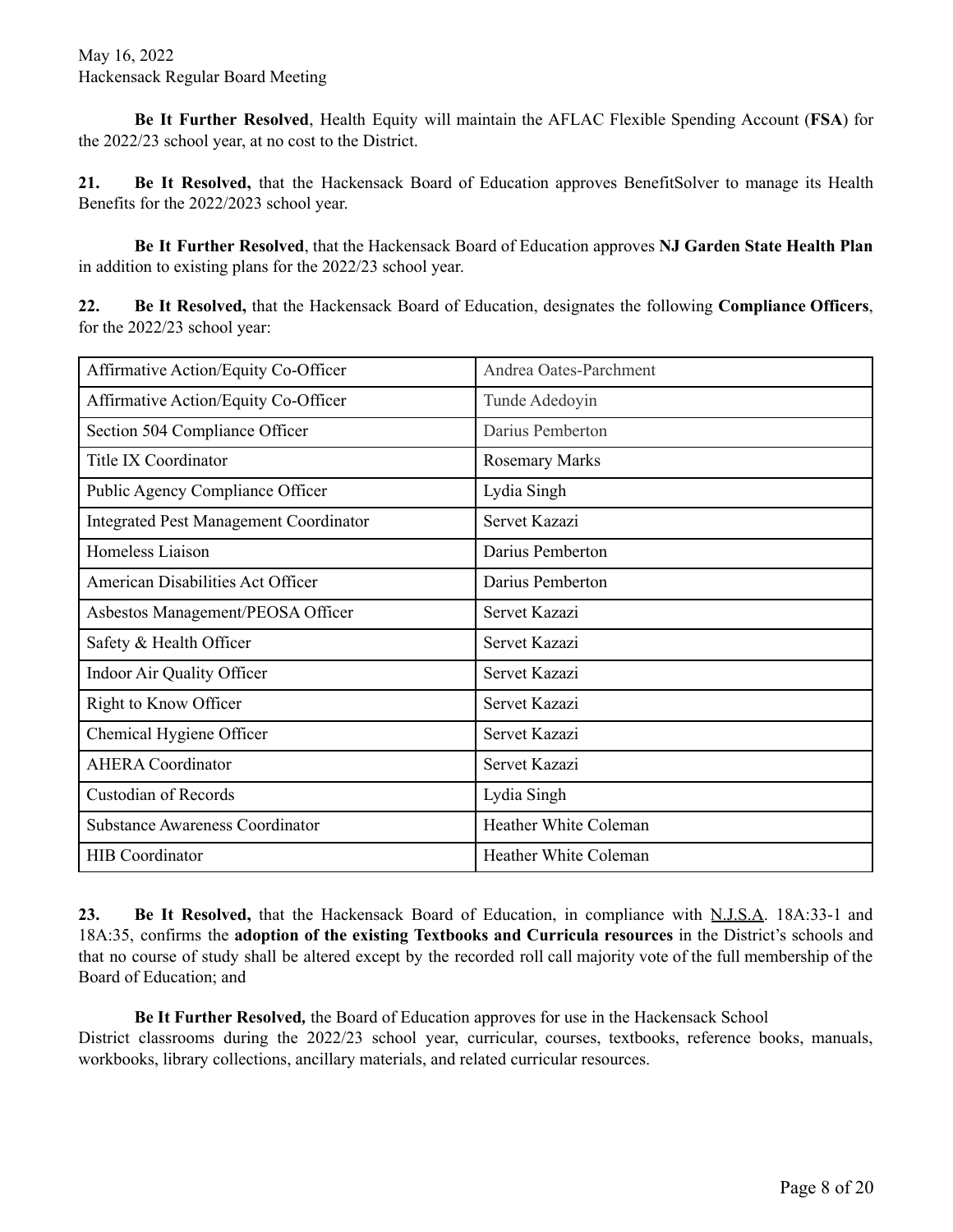**Be It Further Resolved**, Health Equity will maintain the AFLAC Flexible Spending Account (**FSA**) for the 2022/23 school year, at no cost to the District.

**21. Be It Resolved,** that the Hackensack Board of Education approves BenefitSolver to manage its Health Benefits for the 2022/2023 school year.

**Be It Further Resolved**, that the Hackensack Board of Education approves **NJ Garden State Health Plan** in addition to existing plans for the 2022/23 school year.

**22. Be It Resolved,** that the Hackensack Board of Education, designates the following **Compliance Officers**, for the 2022/23 school year:

| | |
|---|---|
| Affirmative Action/Equity Co-Officer | Andrea Oates-Parchment |
| Affirmative Action/Equity Co-Officer | Tunde Adedoyin |
| Section 504 Compliance Officer | Darius Pemberton |
| Title IX Coordinator | Rosemary Marks |
| Public Agency Compliance Officer | Lydia Singh |
| Integrated Pest Management Coordinator | Servet Kazazi |
| Homeless Liaison | Darius Pemberton |
| American Disabilities Act Officer | Darius Pemberton |
| Asbestos Management/PEOSA Officer | Servet Kazazi |
| Safety & Health Officer | Servet Kazazi |
| Indoor Air Quality Officer | Servet Kazazi |
| Right to Know Officer | Servet Kazazi |
| Chemical Hygiene Officer | Servet Kazazi |
| AHERA Coordinator | Servet Kazazi |
| Custodian of Records | Lydia Singh |
| Substance Awareness Coordinator | Heather White Coleman |
| HIB Coordinator | Heather White Coleman |

**23. Be It Resolved,** that the Hackensack Board of Education, in compliance with N.J.S.A. 18A:33-1 and 18A:35, confirms the **adoption of the existing Textbooks and Curricula resources** in the District's schools and that no course of study shall be altered except by the recorded roll call majority vote of the full membership of the Board of Education; and

**Be It Further Resolved,** the Board of Education approves for use in the Hackensack School District classrooms during the 2022/23 school year, curricular, courses, textbooks, reference books, manuals, workbooks, library collections, ancillary materials, and related curricular resources.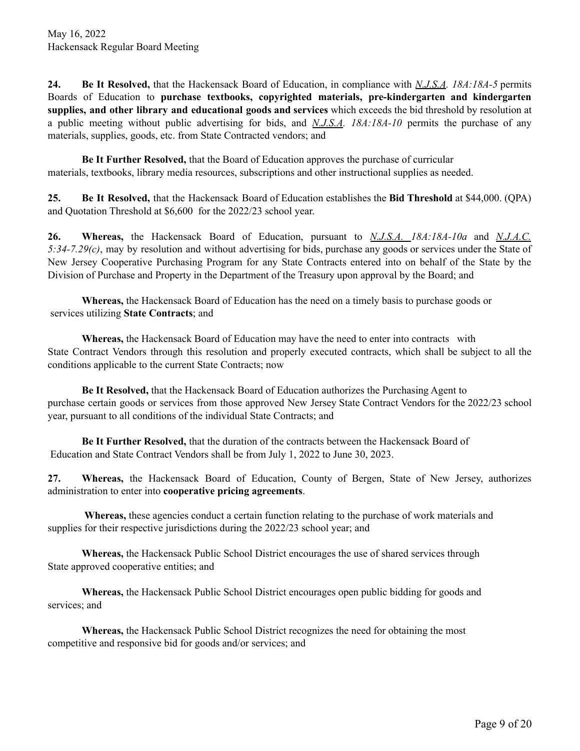**24. Be It Resolved,** that the Hackensack Board of Education, in compliance with *N.J.S.A. 18A:18A-5* permits Boards of Education to **purchase textbooks, copyrighted materials, pre-kindergarten and kindergarten supplies, and other library and educational goods and services** which exceeds the bid threshold by resolution at a public meeting without public advertising for bids, and *N.J.S.A. 18A:18A-10* permits the purchase of any materials, supplies, goods, etc. from State Contracted vendors; and

**Be It Further Resolved,** that the Board of Education approves the purchase of curricular materials, textbooks, library media resources, subscriptions and other instructional supplies as needed.

**25. Be It Resolved,** that the Hackensack Board of Education establishes the **Bid Threshold** at $44,000. (QPA) and Quotation Threshold at $6,600 for the 2022/23 school year.

**26. Whereas,** the Hackensack Board of Education, pursuant to *N.J.S.A. 18A:18A-10a* and *N.J.A.C. 5:34-7.29(c)*, may by resolution and without advertising for bids, purchase any goods or services under the State of New Jersey Cooperative Purchasing Program for any State Contracts entered into on behalf of the State by the Division of Purchase and Property in the Department of the Treasury upon approval by the Board; and

**Whereas,** the Hackensack Board of Education has the need on a timely basis to purchase goods or services utilizing **State Contracts**; and

**Whereas,** the Hackensack Board of Education may have the need to enter into contracts with State Contract Vendors through this resolution and properly executed contracts, which shall be subject to all the conditions applicable to the current State Contracts; now

**Be It Resolved,** that the Hackensack Board of Education authorizes the Purchasing Agent to purchase certain goods or services from those approved New Jersey State Contract Vendors for the 2022/23 school year, pursuant to all conditions of the individual State Contracts; and

**Be It Further Resolved,** that the duration of the contracts between the Hackensack Board of Education and State Contract Vendors shall be from July 1, 2022 to June 30, 2023.

**27. Whereas,** the Hackensack Board of Education, County of Bergen, State of New Jersey, authorizes administration to enter into **cooperative pricing agreements**.

**Whereas,** these agencies conduct a certain function relating to the purchase of work materials and supplies for their respective jurisdictions during the 2022/23 school year; and

**Whereas,** the Hackensack Public School District encourages the use of shared services through State approved cooperative entities; and

**Whereas,** the Hackensack Public School District encourages open public bidding for goods and services; and

**Whereas,** the Hackensack Public School District recognizes the need for obtaining the most competitive and responsive bid for goods and/or services; and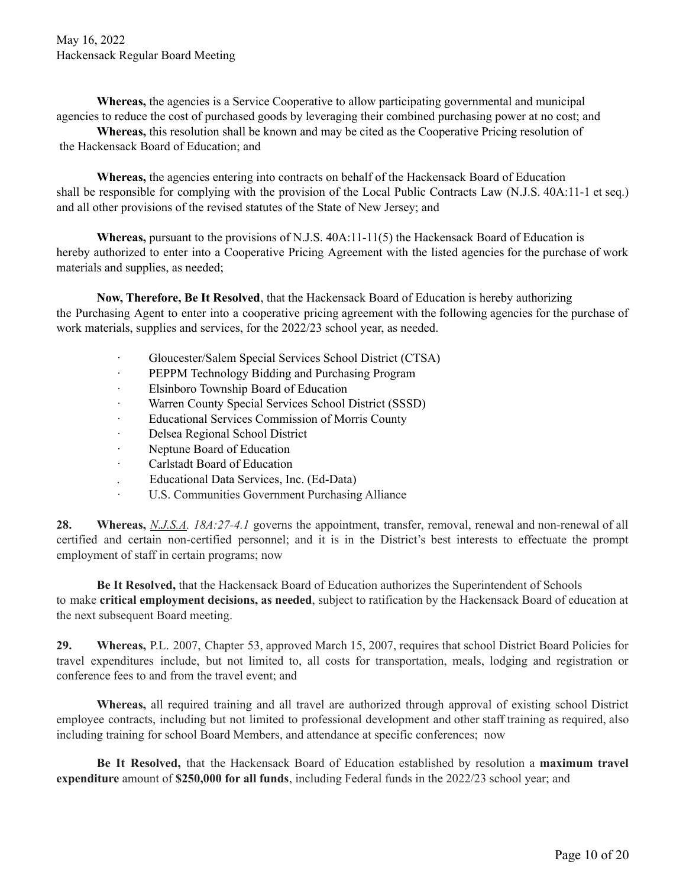**Whereas,** the agencies is a Service Cooperative to allow participating governmental and municipal agencies to reduce the cost of purchased goods by leveraging their combined purchasing power at no cost; and

**Whereas,** this resolution shall be known and may be cited as the Cooperative Pricing resolution of the Hackensack Board of Education; and

**Whereas,** the agencies entering into contracts on behalf of the Hackensack Board of Education shall be responsible for complying with the provision of the Local Public Contracts Law (N.J.S. 40A:11-1 et seq.) and all other provisions of the revised statutes of the State of New Jersey; and

**Whereas,** pursuant to the provisions of N.J.S. 40A:11-11(5) the Hackensack Board of Education is hereby authorized to enter into a Cooperative Pricing Agreement with the listed agencies for the purchase of work materials and supplies, as needed;

**Now, Therefore, Be It Resolved**, that the Hackensack Board of Education is hereby authorizing the Purchasing Agent to enter into a cooperative pricing agreement with the following agencies for the purchase of work materials, supplies and services, for the 2022/23 school year, as needed.

- Gloucester/Salem Special Services School District (CTSA)
- PEPPM Technology Bidding and Purchasing Program
- Elsinboro Township Board of Education
- Warren County Special Services School District (SSSD)
- Educational Services Commission of Morris County
- Delsea Regional School District
- Neptune Board of Education
- Carlstadt Board of Education
- Educational Data Services, Inc. (Ed-Data)
- U.S. Communities Government Purchasing Alliance

**28.** **Whereas,** *N.J.S.A. 18A:27-4.1* governs the appointment, transfer, removal, renewal and non-renewal of all certified and certain non-certified personnel; and it is in the District's best interests to effectuate the prompt employment of staff in certain programs; now

**Be It Resolved,** that the Hackensack Board of Education authorizes the Superintendent of Schools to make **critical employment decisions, as needed**, subject to ratification by the Hackensack Board of education at the next subsequent Board meeting.

**29.** **Whereas,** P.L. 2007, Chapter 53, approved March 15, 2007, requires that school District Board Policies for travel expenditures include, but not limited to, all costs for transportation, meals, lodging and registration or conference fees to and from the travel event; and

**Whereas,** all required training and all travel are authorized through approval of existing school District employee contracts, including but not limited to professional development and other staff training as required, also including training for school Board Members, and attendance at specific conferences; now

**Be It Resolved,** that the Hackensack Board of Education established by resolution a **maximum travel expenditure** amount of **$250,000 for all funds**, including Federal funds in the 2022/23 school year; and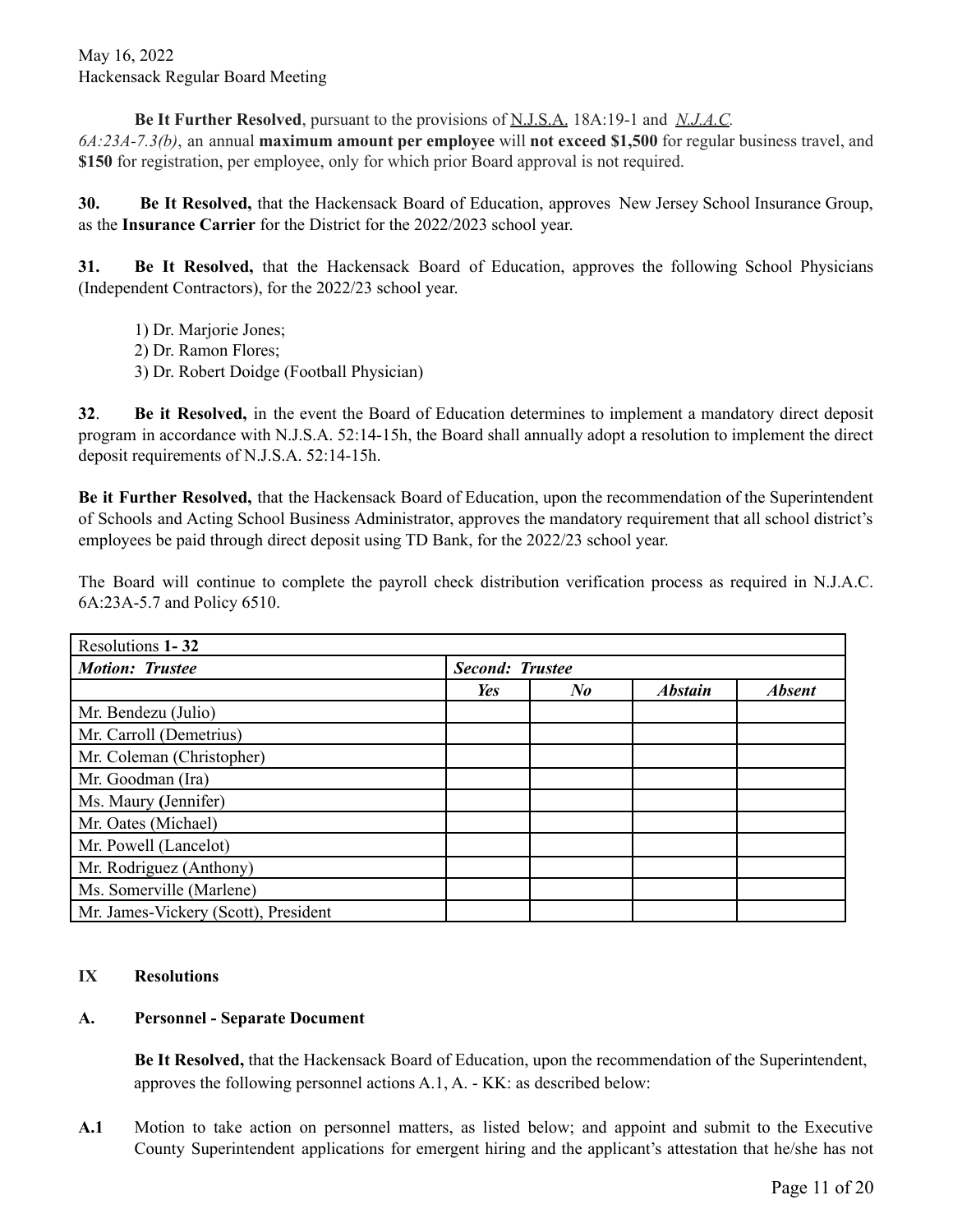**Be It Further Resolved**, pursuant to the provisions of N.J.S.A. 18A:19-1 and *N.J.A.C. 6A:23A-7.3(b)*, an annual **maximum amount per employee** will **not exceed $1,500** for regular business travel, and **$150** for registration, per employee, only for which prior Board approval is not required.

**30.** **Be It Resolved,** that the Hackensack Board of Education, approves New Jersey School Insurance Group, as the **Insurance Carrier** for the District for the 2022/2023 school year.

**31.** **Be It Resolved,** that the Hackensack Board of Education, approves the following School Physicians (Independent Contractors), for the 2022/23 school year.

1) Dr. Marjorie Jones;
2) Dr. Ramon Flores;
3) Dr. Robert Doidge (Football Physician)

**32**. **Be it Resolved,** in the event the Board of Education determines to implement a mandatory direct deposit program in accordance with N.J.S.A. 52:14-15h, the Board shall annually adopt a resolution to implement the direct deposit requirements of N.J.S.A. 52:14-15h.

**Be it Further Resolved,** that the Hackensack Board of Education, upon the recommendation of the Superintendent of Schools and Acting School Business Administrator, approves the mandatory requirement that all school district's employees be paid through direct deposit using TD Bank, for the 2022/23 school year.

The Board will continue to complete the payroll check distribution verification process as required in N.J.A.C. 6A:23A-5.7 and Policy 6510.

| Resolutions **1- 32** | | | | |
|---|---|---|---|---|
| ***Motion: Trustee*** | ***Second: Trustee*** | | | |
| | ***Yes*** | ***No*** | ***Abstain*** | ***Absent*** |
| Mr. Bendezu (Julio) | | | | |
| Mr. Carroll (Demetrius) | | | | |
| Mr. Coleman (Christopher) | | | | |
| Mr. Goodman (Ira) | | | | |
| Ms. Maury (Jennifer) | | | | |
| Mr. Oates (Michael) | | | | |
| Mr. Powell (Lancelot) | | | | |
| Mr. Rodriguez (Anthony) | | | | |
| Ms. Somerville (Marlene) | | | | |
| Mr. James-Vickery (Scott), President | | | | |

**IX Resolutions**

**A. Personnel - Separate Document**

**Be It Resolved,** that the Hackensack Board of Education, upon the recommendation of the Superintendent, approves the following personnel actions A.1, A. - KK: as described below:

**A.1** Motion to take action on personnel matters, as listed below; and appoint and submit to the Executive County Superintendent applications for emergent hiring and the applicant's attestation that he/she has not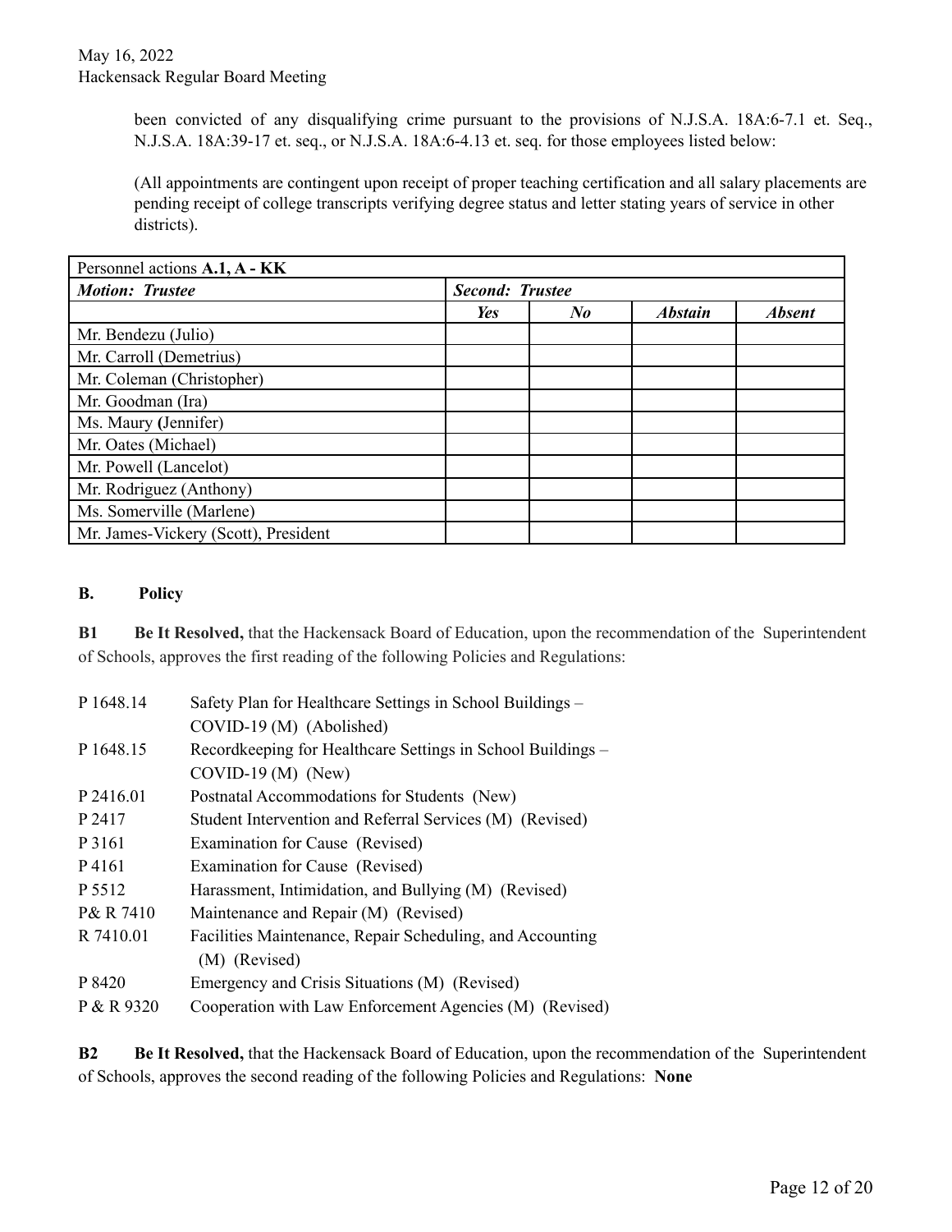been convicted of any disqualifying crime pursuant to the provisions of N.J.S.A. 18A:6-7.1 et. Seq., N.J.S.A. 18A:39-17 et. seq., or N.J.S.A. 18A:6-4.13 et. seq. for those employees listed below:

(All appointments are contingent upon receipt of proper teaching certification and all salary placements are pending receipt of college transcripts verifying degree status and letter stating years of service in other districts).

| Personnel actions **A.1, A - KK** | | | | |
|---|---|---|---|---|
| ***Motion: Trustee*** | ***Second: Trustee*** | | | |
| | ***Yes*** | ***No*** | ***Abstain*** | ***Absent*** |
| Mr. Bendezu (Julio) | | | | |
| Mr. Carroll (Demetrius) | | | | |
| Mr. Coleman (Christopher) | | | | |
| Mr. Goodman (Ira) | | | | |
| Ms. Maury (Jennifer) | | | | |
| Mr. Oates (Michael) | | | | |
| Mr. Powell (Lancelot) | | | | |
| Mr. Rodriguez (Anthony) | | | | |
| Ms. Somerville (Marlene) | | | | |
| Mr. James-Vickery (Scott), President | | | | |

**B. Policy**

**B1 Be It Resolved,** that the Hackensack Board of Education, upon the recommendation of the Superintendent of Schools, approves the first reading of the following Policies and Regulations:

| | |
|---|---|
| P 1648.14 | Safety Plan for Healthcare Settings in School Buildings – COVID-19 (M) (Abolished) |
| P 1648.15 | Recordkeeping for Healthcare Settings in School Buildings – COVID-19 (M) (New) |
| P 2416.01 | Postnatal Accommodations for Students (New) |
| P 2417 | Student Intervention and Referral Services (M) (Revised) |
| P 3161 | Examination for Cause (Revised) |
| P 4161 | Examination for Cause (Revised) |
| P 5512 | Harassment, Intimidation, and Bullying (M) (Revised) |
| P& R 7410 | Maintenance and Repair (M) (Revised) |
| R 7410.01 | Facilities Maintenance, Repair Scheduling, and Accounting (M) (Revised) |
| P 8420 | Emergency and Crisis Situations (M) (Revised) |
| P & R 9320 | Cooperation with Law Enforcement Agencies (M) (Revised) |

**B2 Be It Resolved,** that the Hackensack Board of Education, upon the recommendation of the Superintendent of Schools, approves the second reading of the following Policies and Regulations: **None**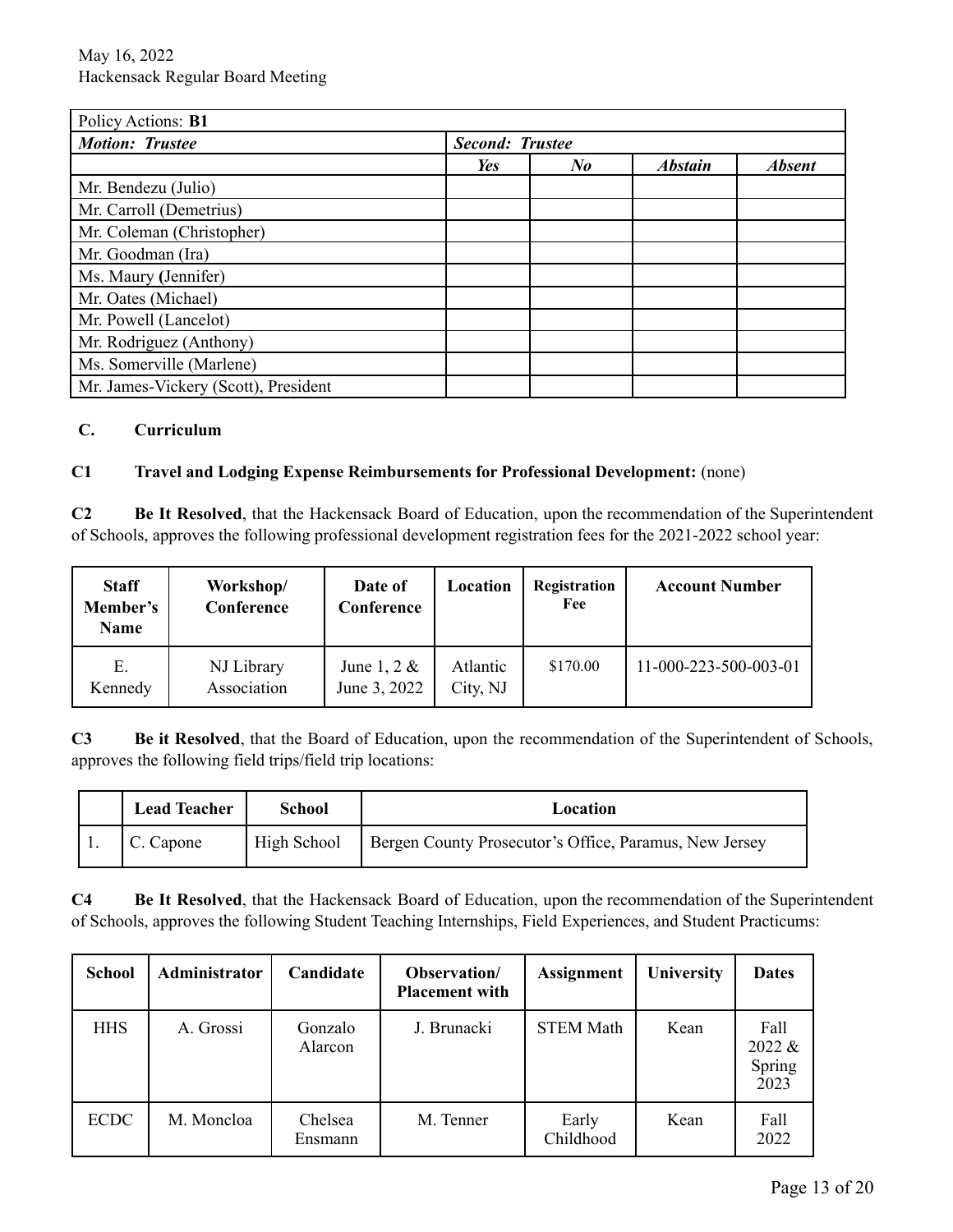| Policy Actions: **B1** | | | | |
|---|---|---|---|---|
| ***Motion: Trustee*** | ***Second: Trustee*** | | | |
| | ***Yes*** | ***No*** | ***Abstain*** | ***Absent*** |
| Mr. Bendezu (Julio) | | | | |
| Mr. Carroll (Demetrius) | | | | |
| Mr. Coleman (Christopher) | | | | |
| Mr. Goodman (Ira) | | | | |
| Ms. Maury (Jennifer) | | | | |
| Mr. Oates (Michael) | | | | |
| Mr. Powell (Lancelot) | | | | |
| Mr. Rodriguez (Anthony) | | | | |
| Ms. Somerville (Marlene) | | | | |
| Mr. James-Vickery (Scott), President | | | | |

## C. Curriculum

**C1 Travel and Lodging Expense Reimbursements for Professional Development:** (none)

**C2 Be It Resolved**, that the Hackensack Board of Education, upon the recommendation of the Superintendent of Schools, approves the following professional development registration fees for the 2021-2022 school year:

| Staff Member's Name | Workshop/ Conference | Date of Conference | Location | Registration Fee | Account Number |
|---|---|---|---|---|---|
| E. Kennedy | NJ Library Association | June 1, 2 & June 3, 2022 | Atlantic City, NJ | $170.00 | 11-000-223-500-003-01 |

**C3 Be it Resolved**, that the Board of Education, upon the recommendation of the Superintendent of Schools, approves the following field trips/field trip locations:

| | Lead Teacher | School | Location |
|---|---|---|---|
| 1. | C. Capone | High School | Bergen County Prosecutor's Office, Paramus, New Jersey |

**C4 Be It Resolved**, that the Hackensack Board of Education, upon the recommendation of the Superintendent of Schools, approves the following Student Teaching Internships, Field Experiences, and Student Practicums:

| School | Administrator | Candidate | Observation/ Placement with | Assignment | University | Dates |
|---|---|---|---|---|---|---|
| HHS | A. Grossi | Gonzalo Alarcon | J. Brunacki | STEM Math | Kean | Fall 2022 & Spring 2023 |
| ECDC | M. Moncloa | Chelsea Ensmann | M. Tenner | Early Childhood | Kean | Fall 2022 |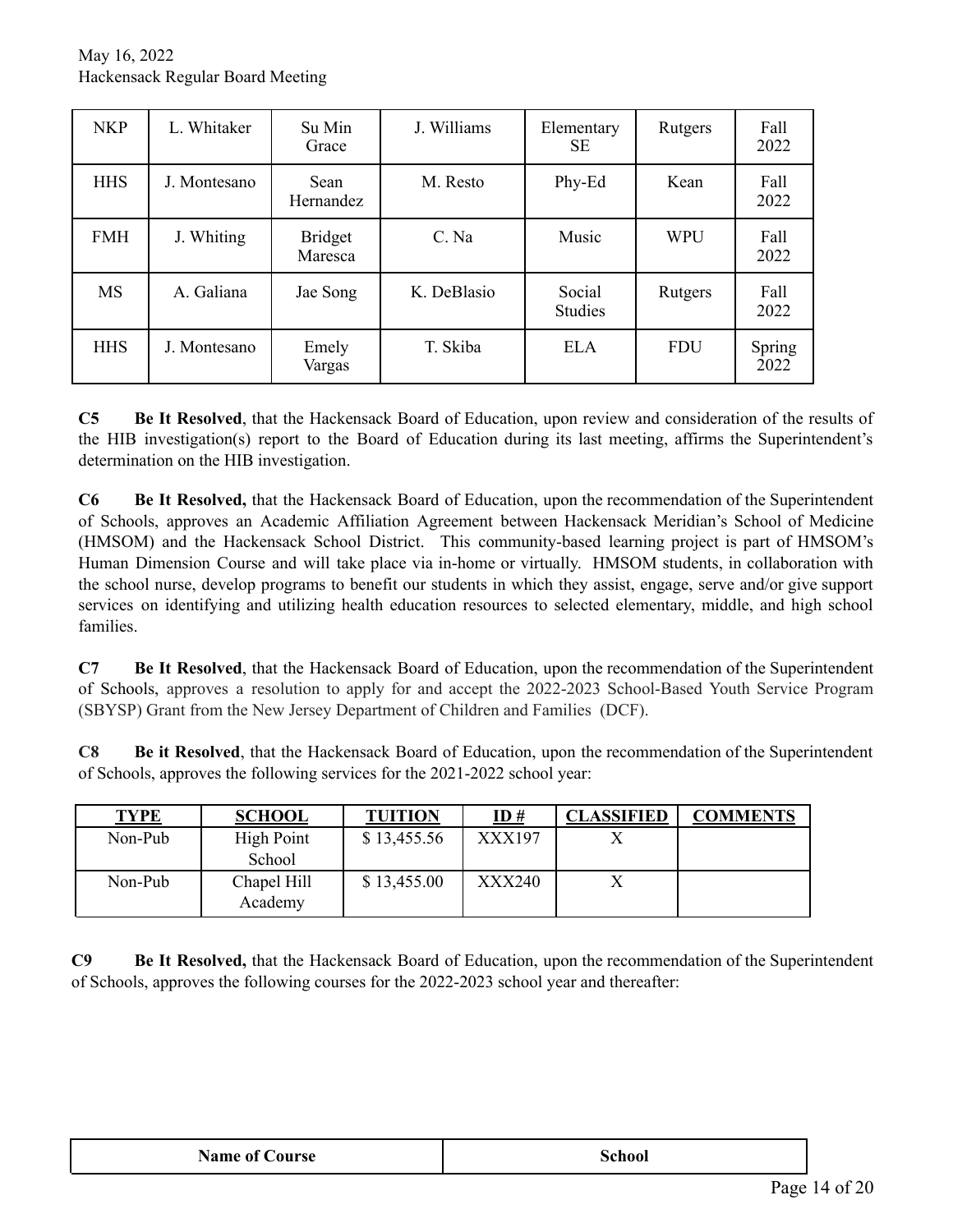| NKP | L. Whitaker | Su Min Grace | J. Williams | Elementary SE | Rutgers | Fall 2022 |
|---|---|---|---|---|---|---|
| HHS | J. Montesano | Sean Hernandez | M. Resto | Phy-Ed | Kean | Fall 2022 |
| FMH | J. Whiting | Bridget Maresca | C. Na | Music | WPU | Fall 2022 |
| MS | A. Galiana | Jae Song | K. DeBlasio | Social Studies | Rutgers | Fall 2022 |
| HHS | J. Montesano | Emely Vargas | T. Skiba | ELA | FDU | Spring 2022 |

**C5** **Be It Resolved**, that the Hackensack Board of Education, upon review and consideration of the results of the HIB investigation(s) report to the Board of Education during its last meeting, affirms the Superintendent's determination on the HIB investigation.

**C6** **Be It Resolved,** that the Hackensack Board of Education, upon the recommendation of the Superintendent of Schools, approves an Academic Affiliation Agreement between Hackensack Meridian's School of Medicine (HMSOM) and the Hackensack School District. This community-based learning project is part of HMSOM's Human Dimension Course and will take place via in-home or virtually. HMSOM students, in collaboration with the school nurse, develop programs to benefit our students in which they assist, engage, serve and/or give support services on identifying and utilizing health education resources to selected elementary, middle, and high school families.

**C7** **Be It Resolved**, that the Hackensack Board of Education, upon the recommendation of the Superintendent of Schools, approves a resolution to apply for and accept the 2022-2023 School-Based Youth Service Program (SBYSP) Grant from the New Jersey Department of Children and Families (DCF).

**C8** **Be it Resolved**, that the Hackensack Board of Education, upon the recommendation of the Superintendent of Schools, approves the following services for the 2021-2022 school year:

| TYPE | SCHOOL | TUITION | ID # | CLASSIFIED | COMMENTS |
|---|---|---|---|---|---|
| Non-Pub | High Point School | $ 13,455.56 | XXX197 | X | |
| Non-Pub | Chapel Hill Academy | $ 13,455.00 | XXX240 | X | |

**C9** **Be It Resolved,** that the Hackensack Board of Education, upon the recommendation of the Superintendent of Schools, approves the following courses for the 2022-2023 school year and thereafter:

| Name of Course | School |
|---|---|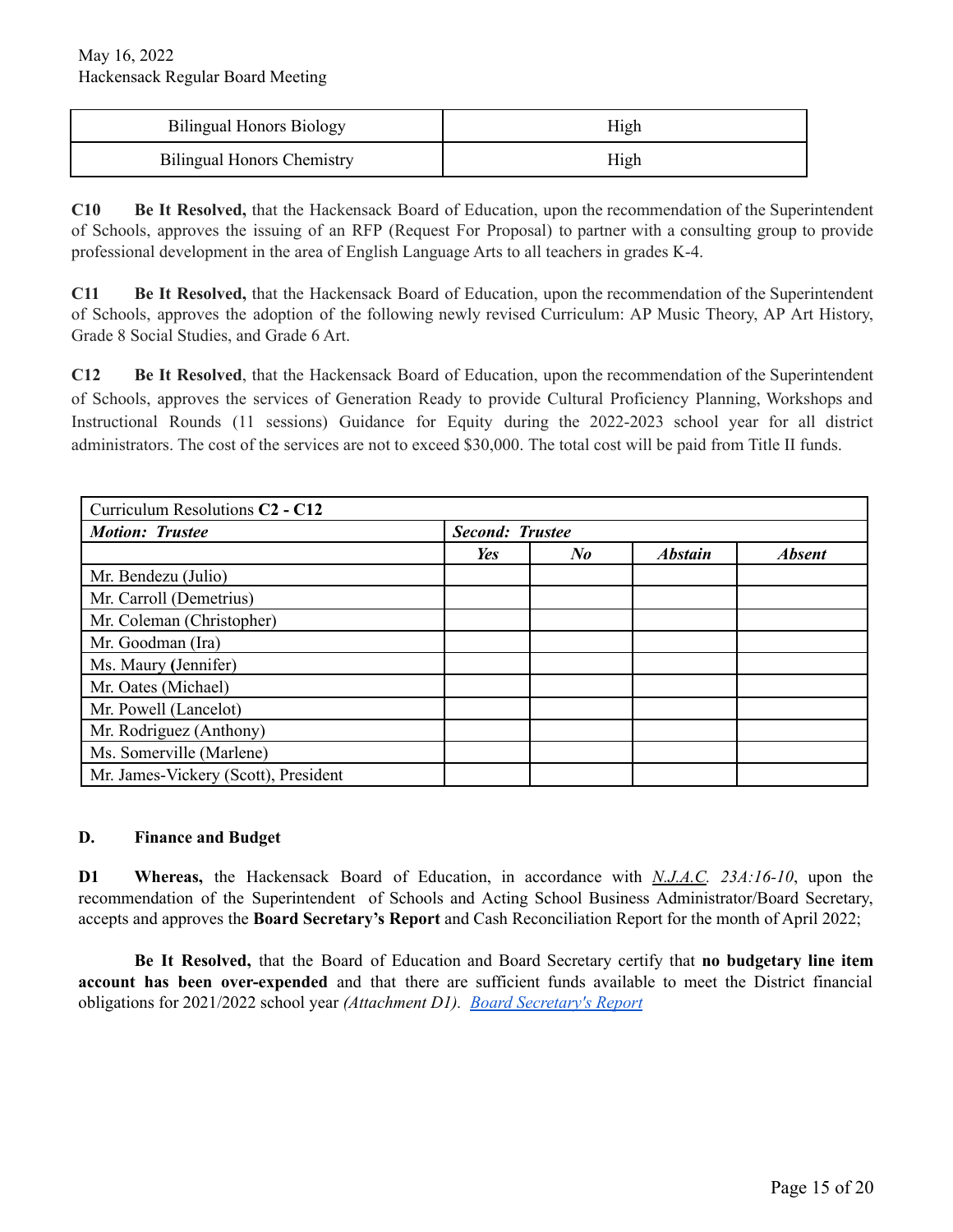| Bilingual Honors Biology | High |
|---|---|
| Bilingual Honors Chemistry | High |

**C10 Be It Resolved,** that the Hackensack Board of Education, upon the recommendation of the Superintendent of Schools, approves the issuing of an RFP (Request For Proposal) to partner with a consulting group to provide professional development in the area of English Language Arts to all teachers in grades K-4.

**C11 Be It Resolved,** that the Hackensack Board of Education, upon the recommendation of the Superintendent of Schools, approves the adoption of the following newly revised Curriculum: AP Music Theory, AP Art History, Grade 8 Social Studies, and Grade 6 Art.

**C12 Be It Resolved**, that the Hackensack Board of Education, upon the recommendation of the Superintendent of Schools, approves the services of Generation Ready to provide Cultural Proficiency Planning, Workshops and Instructional Rounds (11 sessions) Guidance for Equity during the 2022-2023 school year for all district administrators. The cost of the services are not to exceed $30,000. The total cost will be paid from Title II funds.

| Curriculum Resolutions **C2 - C12** | | | | |
|---|---|---|---|---|
| ***Motion: Trustee*** | ***Second: Trustee*** | | | |
| | ***Yes*** | ***No*** | ***Abstain*** | ***Absent*** |
| Mr. Bendezu (Julio) | | | | |
| Mr. Carroll (Demetrius) | | | | |
| Mr. Coleman (Christopher) | | | | |
| Mr. Goodman (Ira) | | | | |
| Ms. Maury (Jennifer) | | | | |
| Mr. Oates (Michael) | | | | |
| Mr. Powell (Lancelot) | | | | |
| Mr. Rodriguez (Anthony) | | | | |
| Ms. Somerville (Marlene) | | | | |
| Mr. James-Vickery (Scott), President | | | | |

**D. Finance and Budget**

**D1 Whereas,** the Hackensack Board of Education, in accordance with *N.J.A.C. 23A:16-10*, upon the recommendation of the Superintendent of Schools and Acting School Business Administrator/Board Secretary, accepts and approves the **Board Secretary's Report** and Cash Reconciliation Report for the month of April 2022;

**Be It Resolved,** that the Board of Education and Board Secretary certify that **no budgetary line item account has been over-expended** and that there are sufficient funds available to meet the District financial obligations for 2021/2022 school year *(Attachment D1)*. *Board Secretary's Report*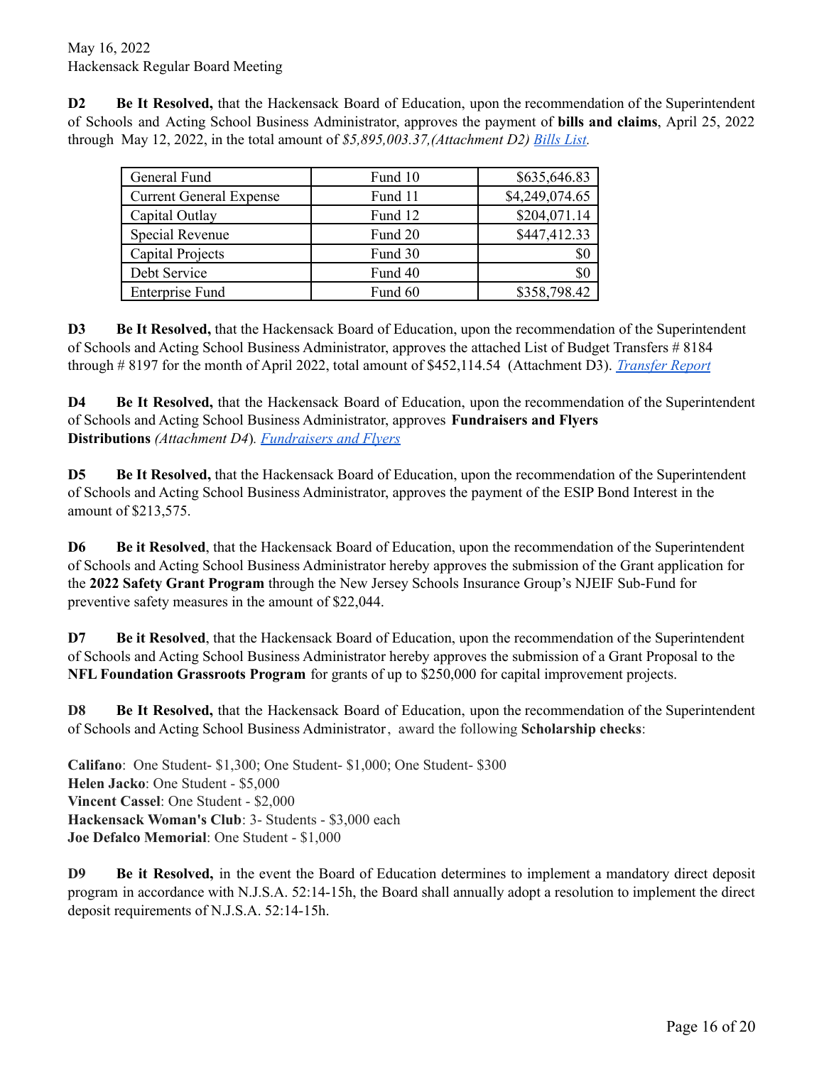**D2** **Be It Resolved,** that the Hackensack Board of Education, upon the recommendation of the Superintendent of Schools and Acting School Business Administrator, approves the payment of **bills and claims**, April 25, 2022 through May 12, 2022, in the total amount of *$5,895,003.37,(Attachment D2) Bills List.*

| General Fund | Fund 10 | $635,646.83 |
|---|---|---|
| Current General Expense | Fund 11 | $4,249,074.65 |
| Capital Outlay | Fund 12 | $204,071.14 |
| Special Revenue | Fund 20 | $447,412.33 |
| Capital Projects | Fund 30 | $0 |
| Debt Service | Fund 40 | $0 |
| Enterprise Fund | Fund 60 | $358,798.42 |

**D3** **Be It Resolved,** that the Hackensack Board of Education, upon the recommendation of the Superintendent of Schools and Acting School Business Administrator, approves the attached List of Budget Transfers # 8184 through # 8197 for the month of April 2022, total amount of $452,114.54 (Attachment D3). *Transfer Report*

**D4** **Be It Resolved,** that the Hackensack Board of Education, upon the recommendation of the Superintendent of Schools and Acting School Business Administrator, approves **Fundraisers and Flyers Distributions** *(Attachment D4*). *Fundraisers and Flyers*

**D5** **Be It Resolved,** that the Hackensack Board of Education, upon the recommendation of the Superintendent of Schools and Acting School Business Administrator, approves the payment of the ESIP Bond Interest in the amount of $213,575.

**D6** **Be it Resolved**, that the Hackensack Board of Education, upon the recommendation of the Superintendent of Schools and Acting School Business Administrator hereby approves the submission of the Grant application for the **2022 Safety Grant Program** through the New Jersey Schools Insurance Group's NJEIF Sub-Fund for preventive safety measures in the amount of $22,044.

**D7** **Be it Resolved**, that the Hackensack Board of Education, upon the recommendation of the Superintendent of Schools and Acting School Business Administrator hereby approves the submission of a Grant Proposal to the **NFL Foundation Grassroots Program** for grants of up to $250,000 for capital improvement projects.

**D8** **Be It Resolved,** that the Hackensack Board of Education, upon the recommendation of the Superintendent of Schools and Acting School Business Administrator, award the following **Scholarship checks**:

**Califano**: One Student- $1,300; One Student- $1,000; One Student- $300
**Helen Jacko**: One Student - $5,000
**Vincent Cassel**: One Student - $2,000
**Hackensack Woman's Club**: 3- Students - $3,000 each
**Joe Defalco Memorial**: One Student - $1,000

**D9** **Be it Resolved,** in the event the Board of Education determines to implement a mandatory direct deposit program in accordance with N.J.S.A. 52:14-15h, the Board shall annually adopt a resolution to implement the direct deposit requirements of N.J.S.A. 52:14-15h.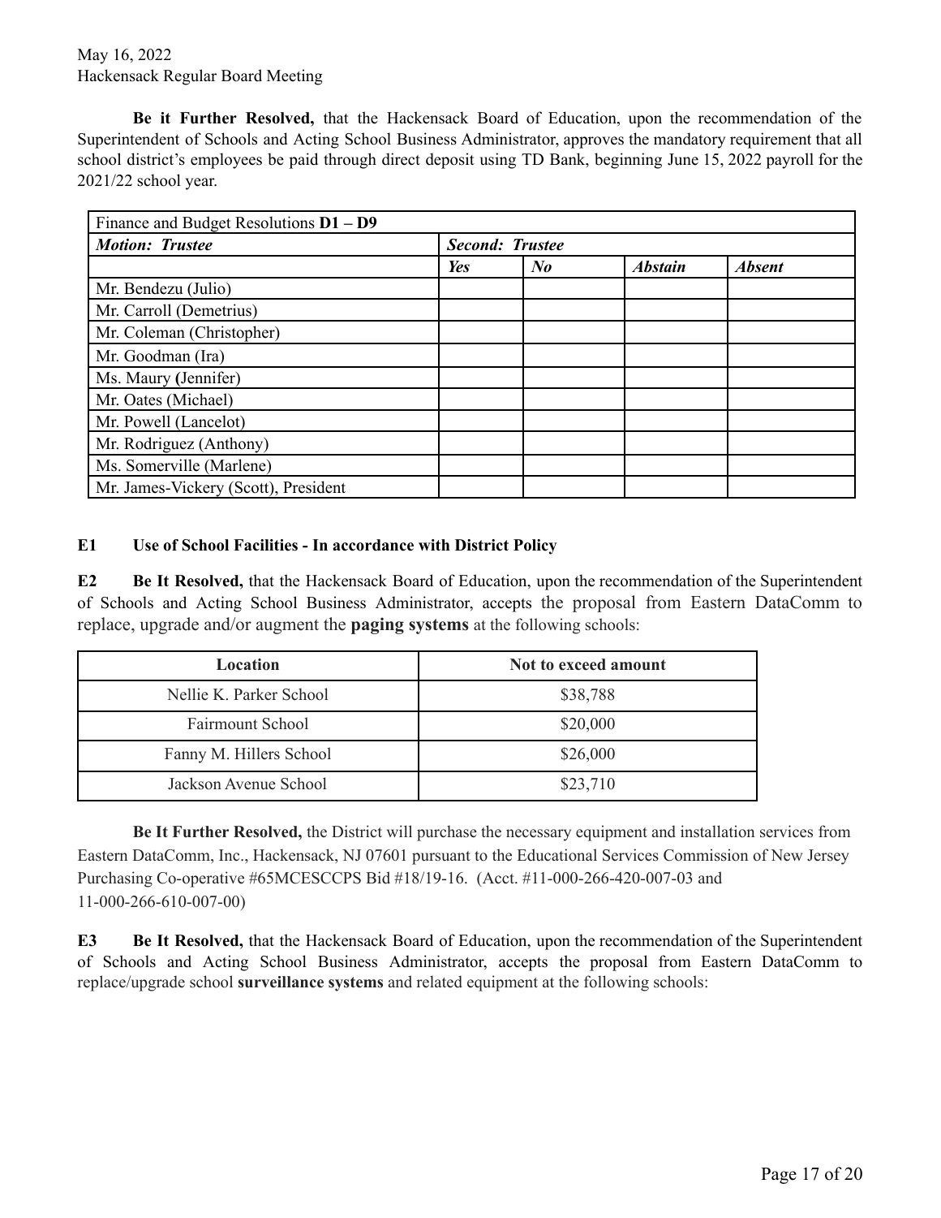**Be it Further Resolved,** that the Hackensack Board of Education, upon the recommendation of the Superintendent of Schools and Acting School Business Administrator, approves the mandatory requirement that all school district's employees be paid through direct deposit using TD Bank, beginning June 15, 2022 payroll for the 2021/22 school year.

| Finance and Budget Resolutions **D1 – D9** | | | | |
|---|---|---|---|---|
| ***Motion: Trustee*** | ***Second: Trustee*** | | | |
| | ***Yes*** | ***No*** | ***Abstain*** | ***Absent*** |
| Mr. Bendezu (Julio) | | | | |
| Mr. Carroll (Demetrius) | | | | |
| Mr. Coleman (Christopher) | | | | |
| Mr. Goodman (Ira) | | | | |
| Ms. Maury **(**Jennifer) | | | | |
| Mr. Oates (Michael) | | | | |
| Mr. Powell (Lancelot) | | | | |
| Mr. Rodriguez (Anthony) | | | | |
| Ms. Somerville (Marlene) | | | | |
| Mr. James-Vickery (Scott), President | | | | |

**E1 Use of School Facilities - In accordance with District Policy**

**E2 Be It Resolved,** that the Hackensack Board of Education, upon the recommendation of the Superintendent of Schools and Acting School Business Administrator, accepts the proposal from Eastern DataComm to replace, upgrade and/or augment the **paging systems** at the following schools:

| Location | Not to exceed amount |
|---|---|
| Nellie K. Parker School | $38,788 |
| Fairmount School | $20,000 |
| Fanny M. Hillers School | $26,000 |
| Jackson Avenue School | $23,710 |

**Be It Further Resolved,** the District will purchase the necessary equipment and installation services from Eastern DataComm, Inc., Hackensack, NJ 07601 pursuant to the Educational Services Commission of New Jersey Purchasing Co-operative #65MCESCCPS Bid #18/19-16. (Acct. #11-000-266-420-007-03 and 11-000-266-610-007-00)

**E3 Be It Resolved,** that the Hackensack Board of Education, upon the recommendation of the Superintendent of Schools and Acting School Business Administrator, accepts the proposal from Eastern DataComm to replace/upgrade school **surveillance systems** and related equipment at the following schools: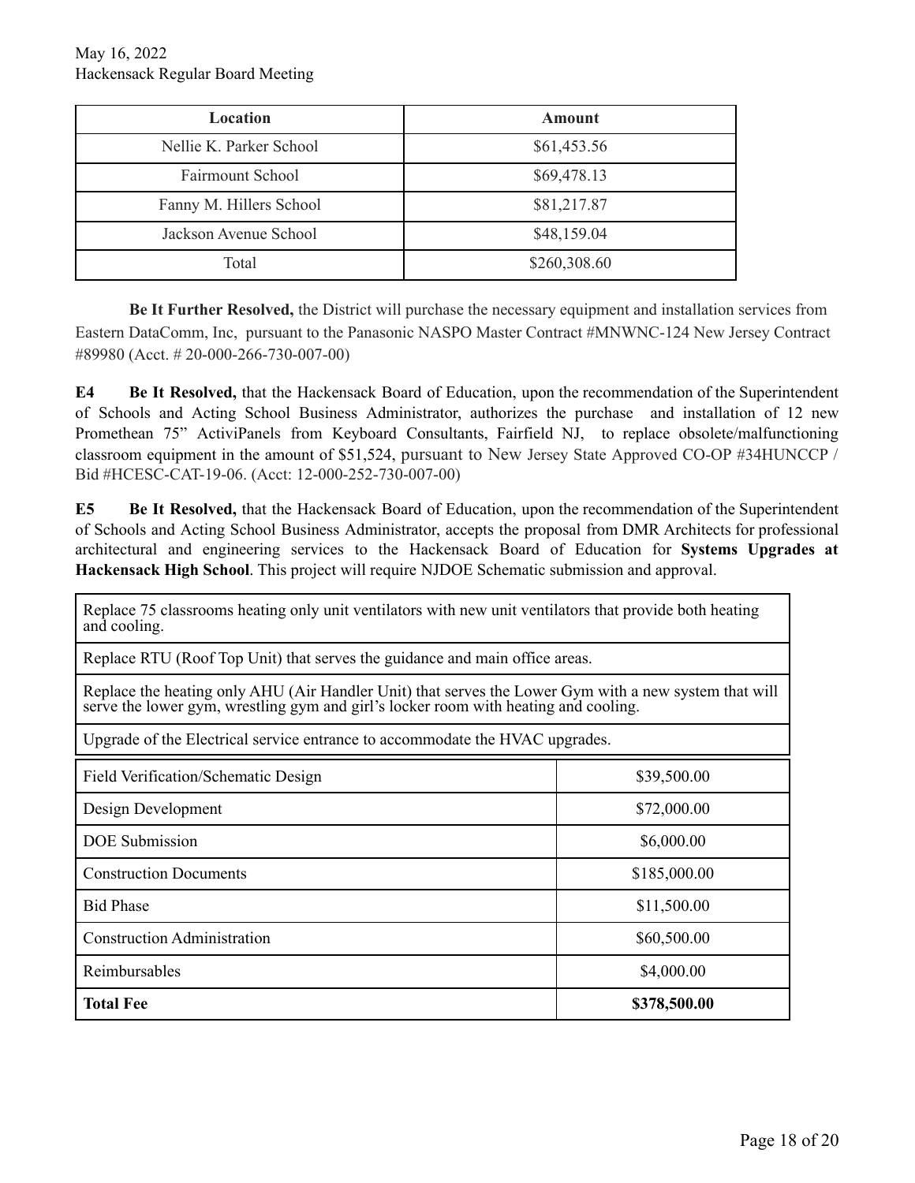| Location | Amount |
|---|---|
| Nellie K. Parker School | $61,453.56 |
| Fairmount School | $69,478.13 |
| Fanny M. Hillers School | $81,217.87 |
| Jackson Avenue School | $48,159.04 |
| Total | $260,308.60 |

**Be It Further Resolved,** the District will purchase the necessary equipment and installation services from Eastern DataComm, Inc, pursuant to the Panasonic NASPO Master Contract #MNWNC-124 New Jersey Contract #89980 (Acct. # 20-000-266-730-007-00)

**E4 Be It Resolved,** that the Hackensack Board of Education, upon the recommendation of the Superintendent of Schools and Acting School Business Administrator, authorizes the purchase and installation of 12 new Promethean 75" ActiviPanels from Keyboard Consultants, Fairfield NJ, to replace obsolete/malfunctioning classroom equipment in the amount of $51,524, pursuant to New Jersey State Approved CO-OP #34HUNCCP / Bid #HCESC-CAT-19-06. (Acct: 12-000-252-730-007-00)

**E5 Be It Resolved,** that the Hackensack Board of Education, upon the recommendation of the Superintendent of Schools and Acting School Business Administrator, accepts the proposal from DMR Architects for professional architectural and engineering services to the Hackensack Board of Education for **Systems Upgrades at Hackensack High School**. This project will require NJDOE Schematic submission and approval.

| Scope |
|---|
| Replace 75 classrooms heating only unit ventilators with new unit ventilators that provide both heating and cooling. |
| Replace RTU (Roof Top Unit) that serves the guidance and main office areas. |
| Replace the heating only AHU (Air Handler Unit) that serves the Lower Gym with a new system that will serve the lower gym, wrestling gym and girl's locker room with heating and cooling. |
| Upgrade of the Electrical service entrance to accommodate the HVAC upgrades. |

| Phase | Fee |
|---|---|
| Field Verification/Schematic Design | $39,500.00 |
| Design Development | $72,000.00 |
| DOE Submission | $6,000.00 |
| Construction Documents | $185,000.00 |
| Bid Phase | $11,500.00 |
| Construction Administration | $60,500.00 |
| Reimbursables | $4,000.00 |
| **Total Fee** | **$378,500.00** |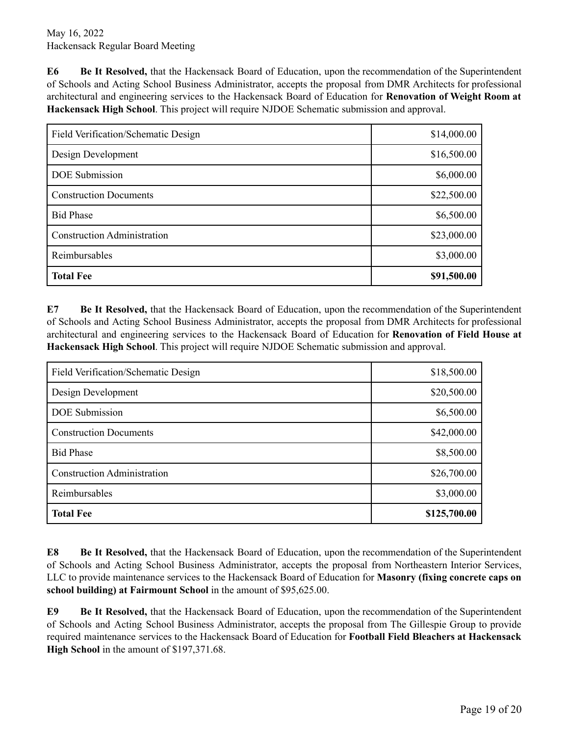**E6 Be It Resolved,** that the Hackensack Board of Education, upon the recommendation of the Superintendent of Schools and Acting School Business Administrator, accepts the proposal from DMR Architects for professional architectural and engineering services to the Hackensack Board of Education for **Renovation of Weight Room at Hackensack High School**. This project will require NJDOE Schematic submission and approval.

| | |
|---|---:|
| Field Verification/Schematic Design | $14,000.00 |
| Design Development | $16,500.00 |
| DOE Submission | $6,000.00 |
| Construction Documents | $22,500.00 |
| Bid Phase | $6,500.00 |
| Construction Administration | $23,000.00 |
| Reimbursables | $3,000.00 |
| **Total Fee** | **$91,500.00** |

**E7 Be It Resolved,** that the Hackensack Board of Education, upon the recommendation of the Superintendent of Schools and Acting School Business Administrator, accepts the proposal from DMR Architects for professional architectural and engineering services to the Hackensack Board of Education for **Renovation of Field House at Hackensack High School**. This project will require NJDOE Schematic submission and approval.

| | |
|---|---:|
| Field Verification/Schematic Design | $18,500.00 |
| Design Development | $20,500.00 |
| DOE Submission | $6,500.00 |
| Construction Documents | $42,000.00 |
| Bid Phase | $8,500.00 |
| Construction Administration | $26,700.00 |
| Reimbursables | $3,000.00 |
| **Total Fee** | **$125,700.00** |

**E8 Be It Resolved,** that the Hackensack Board of Education, upon the recommendation of the Superintendent of Schools and Acting School Business Administrator, accepts the proposal from Northeastern Interior Services, LLC to provide maintenance services to the Hackensack Board of Education for **Masonry (fixing concrete caps on school building) at Fairmount School** in the amount of $95,625.00.

**E9 Be It Resolved,** that the Hackensack Board of Education, upon the recommendation of the Superintendent of Schools and Acting School Business Administrator, accepts the proposal from The Gillespie Group to provide required maintenance services to the Hackensack Board of Education for **Football Field Bleachers at Hackensack High School** in the amount of $197,371.68.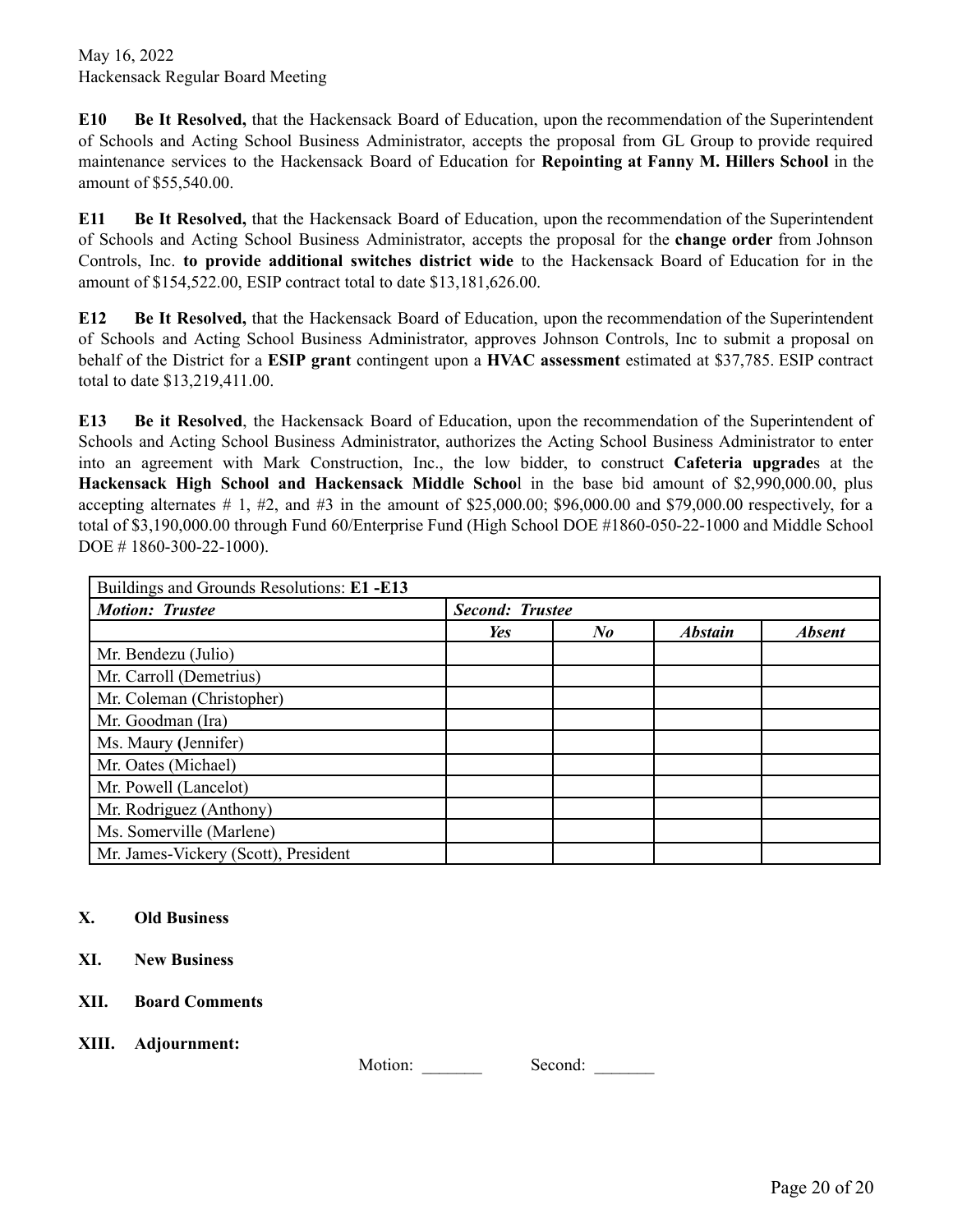**E10** **Be It Resolved,** that the Hackensack Board of Education, upon the recommendation of the Superintendent of Schools and Acting School Business Administrator, accepts the proposal from GL Group to provide required maintenance services to the Hackensack Board of Education for **Repointing at Fanny M. Hillers School** in the amount of $55,540.00.

**E11** **Be It Resolved,** that the Hackensack Board of Education, upon the recommendation of the Superintendent of Schools and Acting School Business Administrator, accepts the proposal for the **change order** from Johnson Controls, Inc. **to provide additional switches district wide** to the Hackensack Board of Education for in the amount of $154,522.00, ESIP contract total to date $13,181,626.00.

**E12** **Be It Resolved,** that the Hackensack Board of Education, upon the recommendation of the Superintendent of Schools and Acting School Business Administrator, approves Johnson Controls, Inc to submit a proposal on behalf of the District for a **ESIP grant** contingent upon a **HVAC assessment** estimated at $37,785. ESIP contract total to date $13,219,411.00.

**E13** **Be it Resolved**, the Hackensack Board of Education, upon the recommendation of the Superintendent of Schools and Acting School Business Administrator, authorizes the Acting School Business Administrator to enter into an agreement with Mark Construction, Inc., the low bidder, to construct **Cafeteria upgrade**s at the **Hackensack High School and Hackensack Middle Schoo**l in the base bid amount of $2,990,000.00, plus accepting alternates # 1, #2, and #3 in the amount of $25,000.00; $96,000.00 and $79,000.00 respectively, for a total of $3,190,000.00 through Fund 60/Enterprise Fund (High School DOE #1860-050-22-1000 and Middle School DOE # 1860-300-22-1000).

| Buildings and Grounds Resolutions: **E1 -E13** | | | | |
|---|---|---|---|---|
| ***Motion: Trustee*** | ***Second: Trustee*** | | | |
| | ***Yes*** | ***No*** | ***Abstain*** | ***Absent*** |
| Mr. Bendezu (Julio) | | | | |
| Mr. Carroll (Demetrius) | | | | |
| Mr. Coleman (Christopher) | | | | |
| Mr. Goodman (Ira) | | | | |
| Ms. Maury (Jennifer) | | | | |
| Mr. Oates (Michael) | | | | |
| Mr. Powell (Lancelot) | | | | |
| Mr. Rodriguez (Anthony) | | | | |
| Ms. Somerville (Marlene) | | | | |
| Mr. James-Vickery (Scott), President | | | | |

**X. Old Business**

**XI. New Business**

**XII. Board Comments**

**XIII. Adjournment:**

Motion: _______ Second: _______